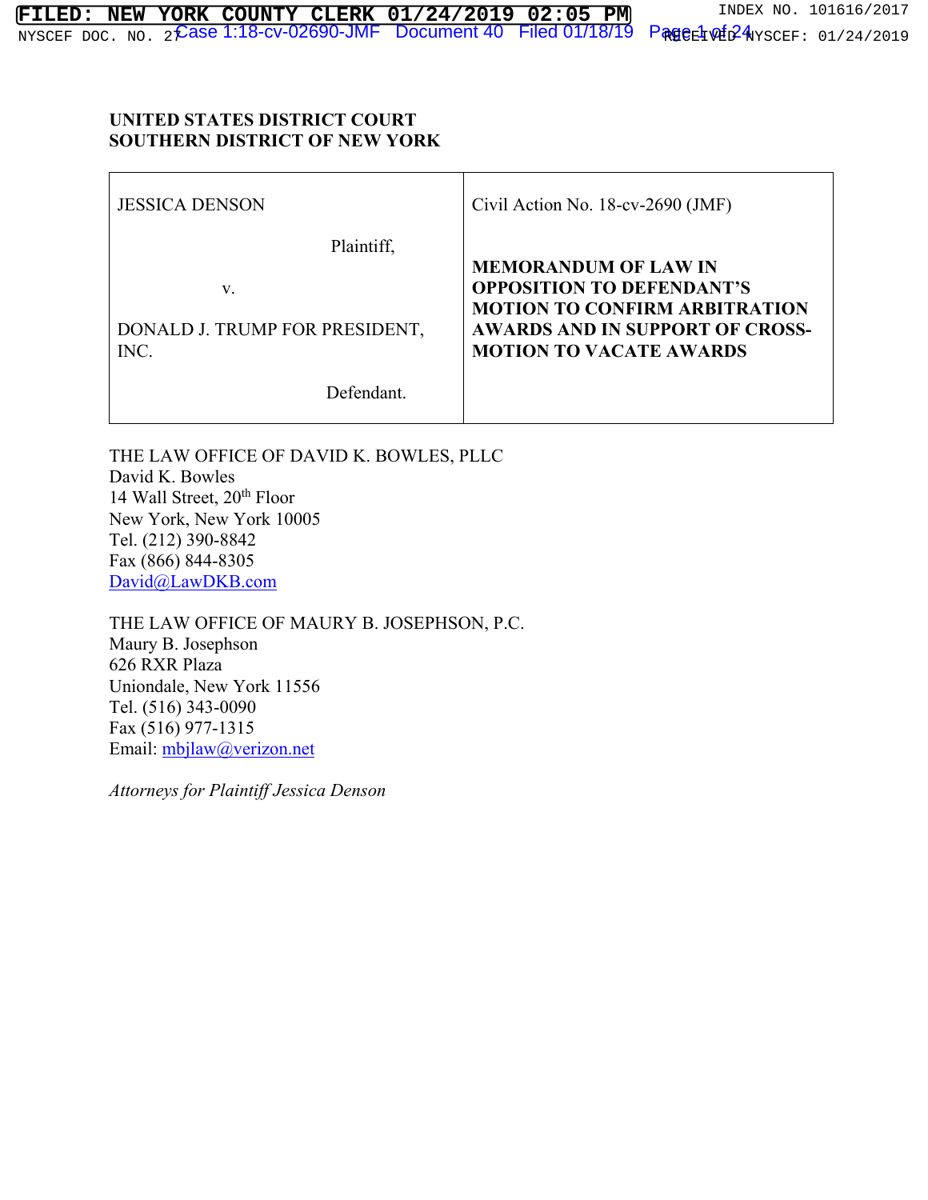**UNITED STATES DISTRICT COURT**
**SOUTHERN DISTRICT OF NEW YORK**

| | |
|---|---|
| JESSICA DENSON<br><br>Plaintiff,<br><br>v.<br><br>DONALD J. TRUMP FOR PRESIDENT, INC.<br><br>Defendant. | Civil Action No. 18-cv-2690 (JMF)<br><br>**MEMORANDUM OF LAW IN OPPOSITION TO DEFENDANT'S MOTION TO CONFIRM ARBITRATION AWARDS AND IN SUPPORT OF CROSS-MOTION TO VACATE AWARDS** |

THE LAW OFFICE OF DAVID K. BOWLES, PLLC
David K. Bowles
14 Wall Street, 20th Floor
New York, New York 10005
Tel. (212) 390-8842
Fax (866) 844-8305
David@LawDKB.com

THE LAW OFFICE OF MAURY B. JOSEPHSON, P.C.
Maury B. Josephson
626 RXR Plaza
Uniondale, New York 11556
Tel. (516) 343-0090
Fax (516) 977-1315
Email: mbjlaw@verizon.net

*Attorneys for Plaintiff Jessica Denson*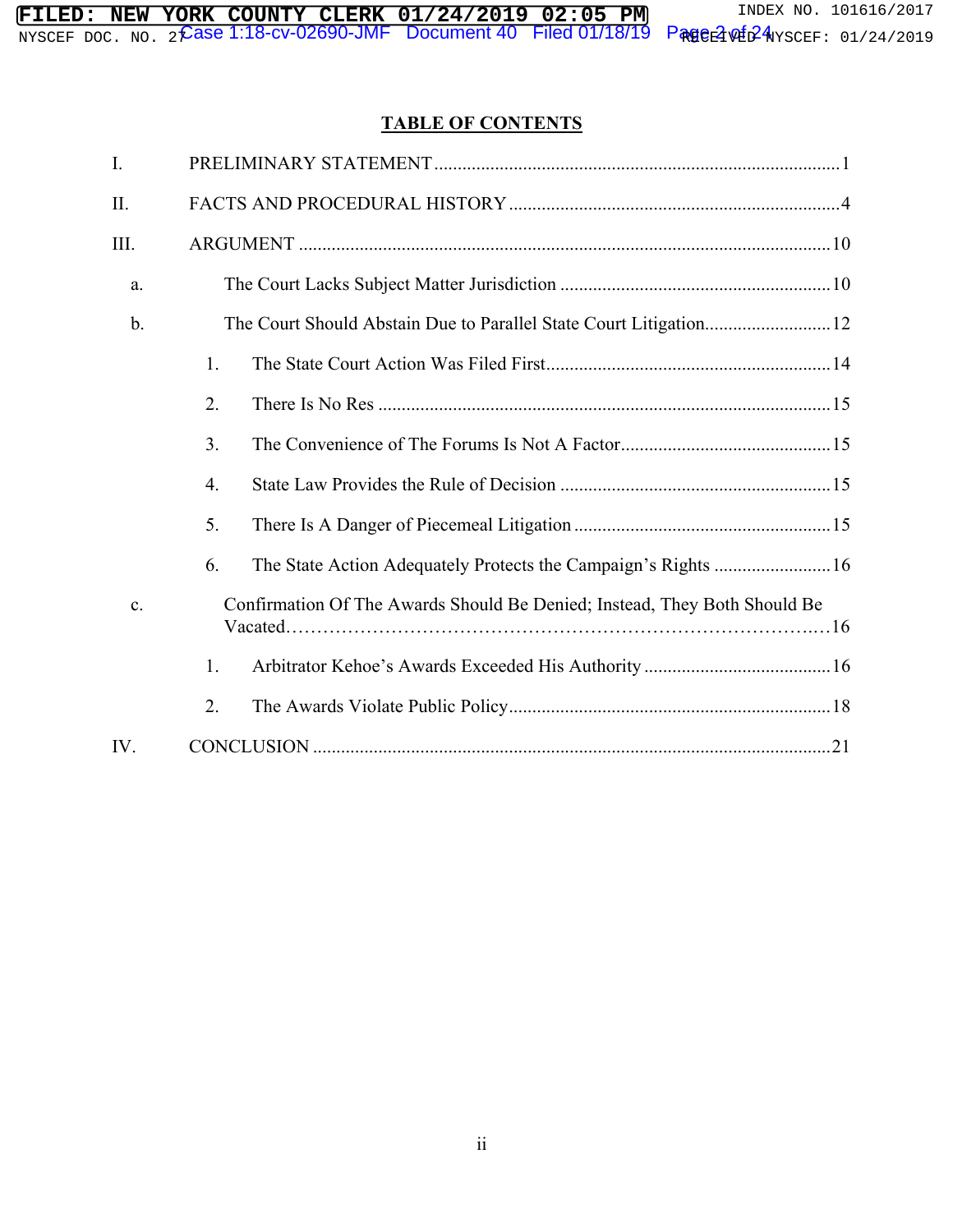**TABLE OF CONTENTS**

I. PRELIMINARY STATEMENT ..... 1

II. FACTS AND PROCEDURAL HISTORY ..... 4

III. ARGUMENT ..... 10

- a. The Court Lacks Subject Matter Jurisdiction ..... 10
- b. The Court Should Abstain Due to Parallel State Court Litigation ..... 12
  1. The State Court Action Was Filed First ..... 14
  2. There Is No Res ..... 15
  3. The Convenience of The Forums Is Not A Factor ..... 15
  4. State Law Provides the Rule of Decision ..... 15
  5. There Is A Danger of Piecemeal Litigation ..... 15
  6. The State Action Adequately Protects the Campaign's Rights ..... 16
- c. Confirmation Of The Awards Should Be Denied; Instead, They Both Should Be Vacated ..... 16
  1. Arbitrator Kehoe's Awards Exceeded His Authority ..... 16
  2. The Awards Violate Public Policy ..... 18

IV. CONCLUSION ..... 21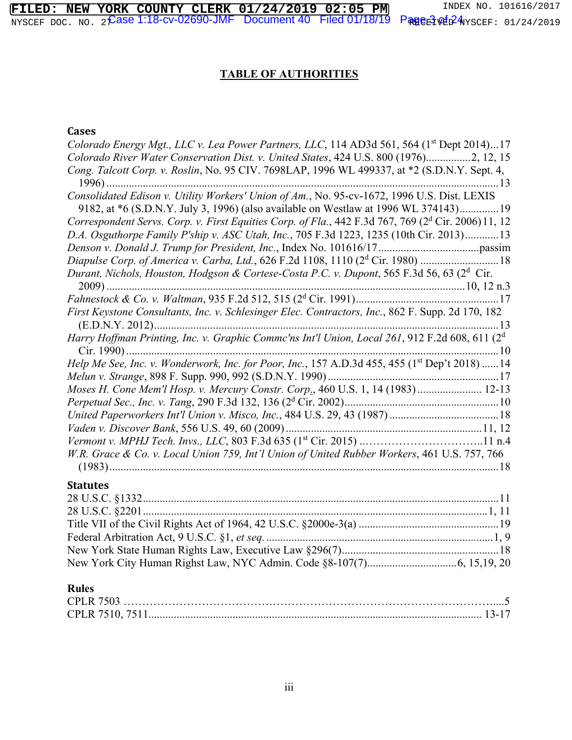# TABLE OF AUTHORITIES

### Cases

*Colorado Energy Mgt., LLC v. Lea Power Partners, LLC*, 114 AD3d 561, 564 (1st Dept 2014)...17

*Colorado River Water Conservation Dist. v. United States*, 424 U.S. 800 (1976)................2, 12, 15

*Cong. Talcott Corp. v. Roslin*, No. 95 CIV. 7698LAP, 1996 WL 499337, at *2 (S.D.N.Y. Sept. 4, 1996)...........................................................................................................................13

*Consolidated Edison v. Utility Workers' Union of Am.*, No. 95-cv-1672, 1996 U.S. Dist. LEXIS 9182, at *6 (S.D.N.Y. July 3, 1996) (also available on Westlaw at 1996 WL 374143)..............19

*Correspondent Servs. Corp. v. First Equities Corp. of Fla.*, 442 F.3d 767, 769 (2d Cir. 2006) 11, 12

*D.A. Osguthorpe Family P'ship v. ASC Utah, Inc.*, 705 F.3d 1223, 1235 (10th Cir. 2013)............13

*Denson v. Donald J. Trump for President, Inc.*, Index No. 101616/17....................................passim

*Diapulse Corp. of America v. Carba, Ltd.*, 626 F.2d 1108, 1110 (2d Cir. 1980) ............................18

*Durant, Nichols, Houston, Hodgson & Cortese-Costa P.C. v. Dupont*, 565 F.3d 56, 63 (2d Cir. 2009)...............................................................................................................................10, 12 n.3

*Fahnestock & Co. v. Waltman*, 935 F.2d 512, 515 (2d Cir. 1991)...................................................17

*First Keystone Consultants, Inc. v. Schlesinger Elec. Contractors, Inc.*, 862 F. Supp. 2d 170, 182 (E.D.N.Y. 2012)..........................................................................................................................13

*Harry Hoffman Printing, Inc. v. Graphic Commc'ns Int'l Union, Local 261*, 912 F.2d 608, 611 (2d Cir. 1990)...................................................................................................................................10

*Help Me See, Inc. v. Wonderwork, Inc. for Poor, Inc.*, 157 A.D.3d 455, 455 (1st Dep't 2018) ......14

*Melun v. Strange*, 898 F. Supp. 990, 992 (S.D.N.Y. 1990).............................................................17

*Moses H. Cone Mem'l Hosp. v. Mercury Constr. Corp.*, 460 U.S. 1, 14 (1983) ....................... 12-13

*Perpetual Sec., Inc. v. Tang*, 290 F.3d 132, 136 (2d Cir. 2002).......................................................10

*United Paperworkers Int'l Union v. Misco, Inc.*, 484 U.S. 29, 43 (1987) .......................................18

*Vaden v. Discover Bank*, 556 U.S. 49, 60 (2009).....................................................................11, 12

*Vermont v. MPHJ Tech. Invs., LLC*, 803 F.3d 635 (1st Cir. 2015) ..…………………………..11 n.4

*W.R. Grace & Co. v. Local Union 759, Int'l Union of United Rubber Workers*, 461 U.S. 757, 766 (1983)..........................................................................................................................................18

### Statutes

28 U.S.C. §1332..............................................................................................................................11

28 U.S.C. §2201..........................................................................................................................1, 11

Title VII of the Civil Rights Act of 1964, 42 U.S.C. §2000e-3(a) ..................................................19

Federal Arbitration Act, 9 U.S.C. §1, *et seq.* ................................................................................1, 9

New York State Human Rights Law, Executive Law §296(7)........................................................18

New York City Human Righst Law, NYC Admin. Code §8-107(7)...............................6, 15,19, 20

### Rules

CPLR 7503 ……………………………………………………………………………………....5

CPLR 7510, 7511..................................................................................................................... 13-17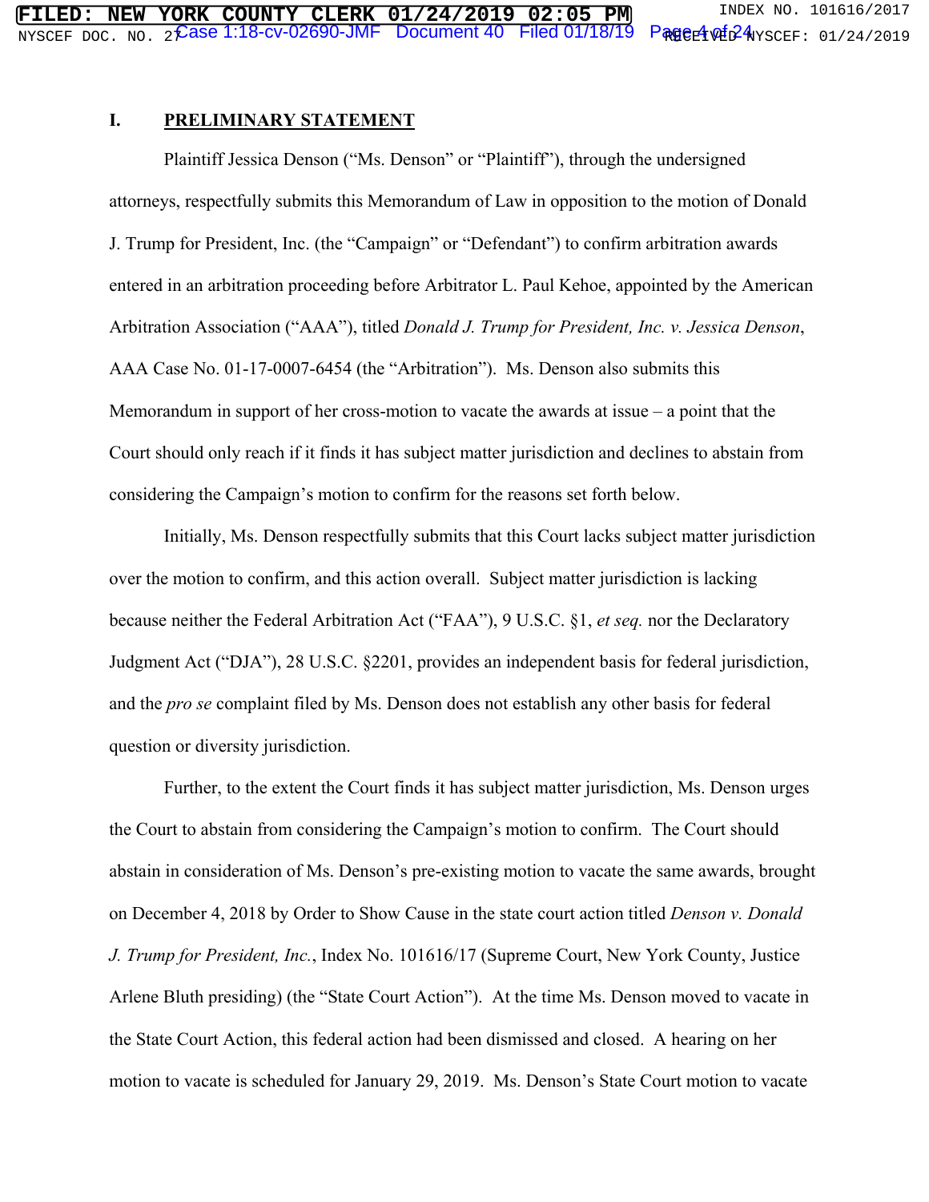## I. PRELIMINARY STATEMENT

Plaintiff Jessica Denson ("Ms. Denson" or "Plaintiff"), through the undersigned attorneys, respectfully submits this Memorandum of Law in opposition to the motion of Donald J. Trump for President, Inc. (the "Campaign" or "Defendant") to confirm arbitration awards entered in an arbitration proceeding before Arbitrator L. Paul Kehoe, appointed by the American Arbitration Association ("AAA"), titled *Donald J. Trump for President, Inc. v. Jessica Denson*, AAA Case No. 01-17-0007-6454 (the "Arbitration"). Ms. Denson also submits this Memorandum in support of her cross-motion to vacate the awards at issue – a point that the Court should only reach if it finds it has subject matter jurisdiction and declines to abstain from considering the Campaign's motion to confirm for the reasons set forth below.

Initially, Ms. Denson respectfully submits that this Court lacks subject matter jurisdiction over the motion to confirm, and this action overall. Subject matter jurisdiction is lacking because neither the Federal Arbitration Act ("FAA"), 9 U.S.C. §1, *et seq.* nor the Declaratory Judgment Act ("DJA"), 28 U.S.C. §2201, provides an independent basis for federal jurisdiction, and the *pro se* complaint filed by Ms. Denson does not establish any other basis for federal question or diversity jurisdiction.

Further, to the extent the Court finds it has subject matter jurisdiction, Ms. Denson urges the Court to abstain from considering the Campaign's motion to confirm. The Court should abstain in consideration of Ms. Denson's pre-existing motion to vacate the same awards, brought on December 4, 2018 by Order to Show Cause in the state court action titled *Denson v. Donald J. Trump for President, Inc.*, Index No. 101616/17 (Supreme Court, New York County, Justice Arlene Bluth presiding) (the "State Court Action"). At the time Ms. Denson moved to vacate in the State Court Action, this federal action had been dismissed and closed. A hearing on her motion to vacate is scheduled for January 29, 2019. Ms. Denson's State Court motion to vacate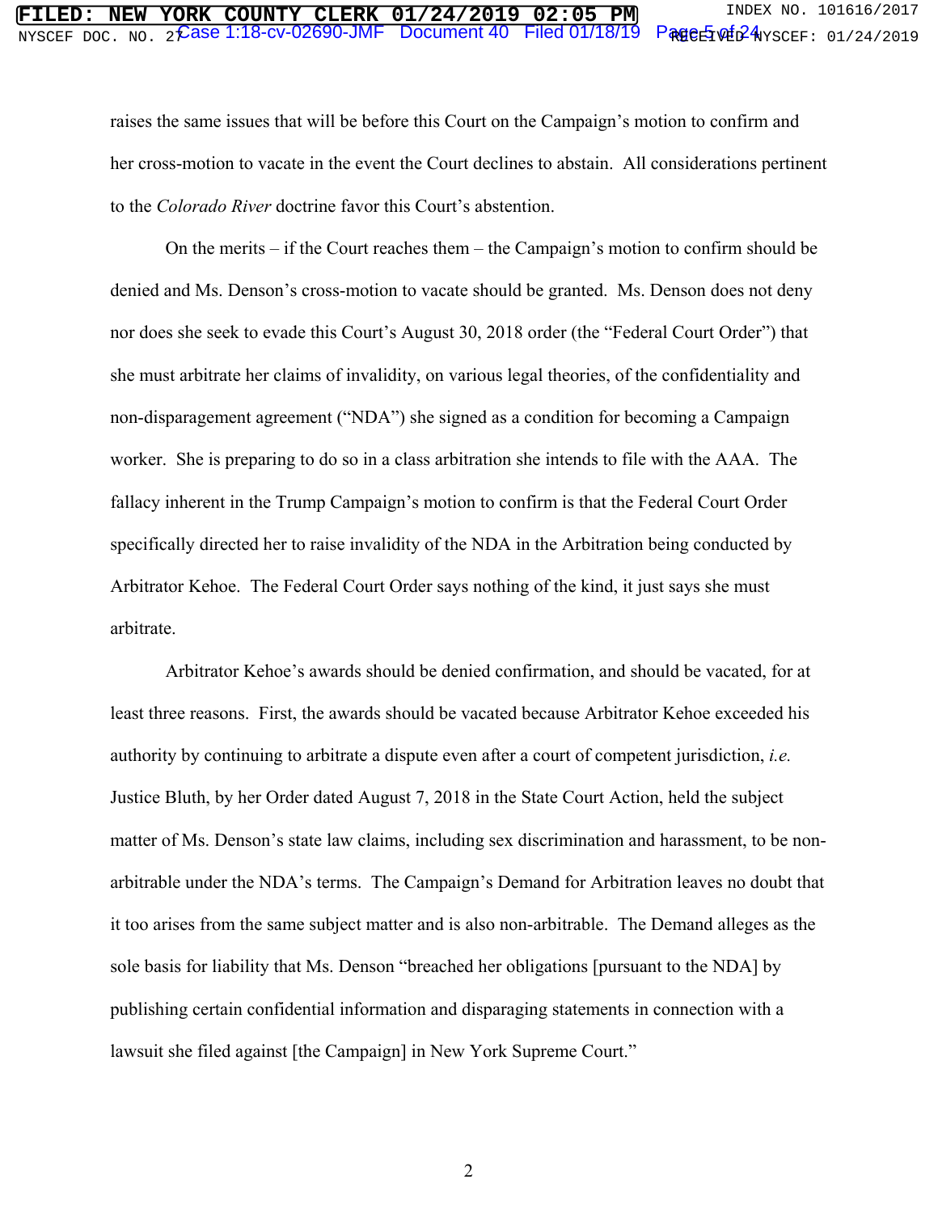raises the same issues that will be before this Court on the Campaign's motion to confirm and her cross-motion to vacate in the event the Court declines to abstain. All considerations pertinent to the *Colorado River* doctrine favor this Court's abstention.

On the merits – if the Court reaches them – the Campaign's motion to confirm should be denied and Ms. Denson's cross-motion to vacate should be granted. Ms. Denson does not deny nor does she seek to evade this Court's August 30, 2018 order (the "Federal Court Order") that she must arbitrate her claims of invalidity, on various legal theories, of the confidentiality and non-disparagement agreement ("NDA") she signed as a condition for becoming a Campaign worker. She is preparing to do so in a class arbitration she intends to file with the AAA. The fallacy inherent in the Trump Campaign's motion to confirm is that the Federal Court Order specifically directed her to raise invalidity of the NDA in the Arbitration being conducted by Arbitrator Kehoe. The Federal Court Order says nothing of the kind, it just says she must arbitrate.

Arbitrator Kehoe's awards should be denied confirmation, and should be vacated, for at least three reasons. First, the awards should be vacated because Arbitrator Kehoe exceeded his authority by continuing to arbitrate a dispute even after a court of competent jurisdiction, *i.e.* Justice Bluth, by her Order dated August 7, 2018 in the State Court Action, held the subject matter of Ms. Denson's state law claims, including sex discrimination and harassment, to be non-arbitrable under the NDA's terms. The Campaign's Demand for Arbitration leaves no doubt that it too arises from the same subject matter and is also non-arbitrable. The Demand alleges as the sole basis for liability that Ms. Denson "breached her obligations [pursuant to the NDA] by publishing certain confidential information and disparaging statements in connection with a lawsuit she filed against [the Campaign] in New York Supreme Court."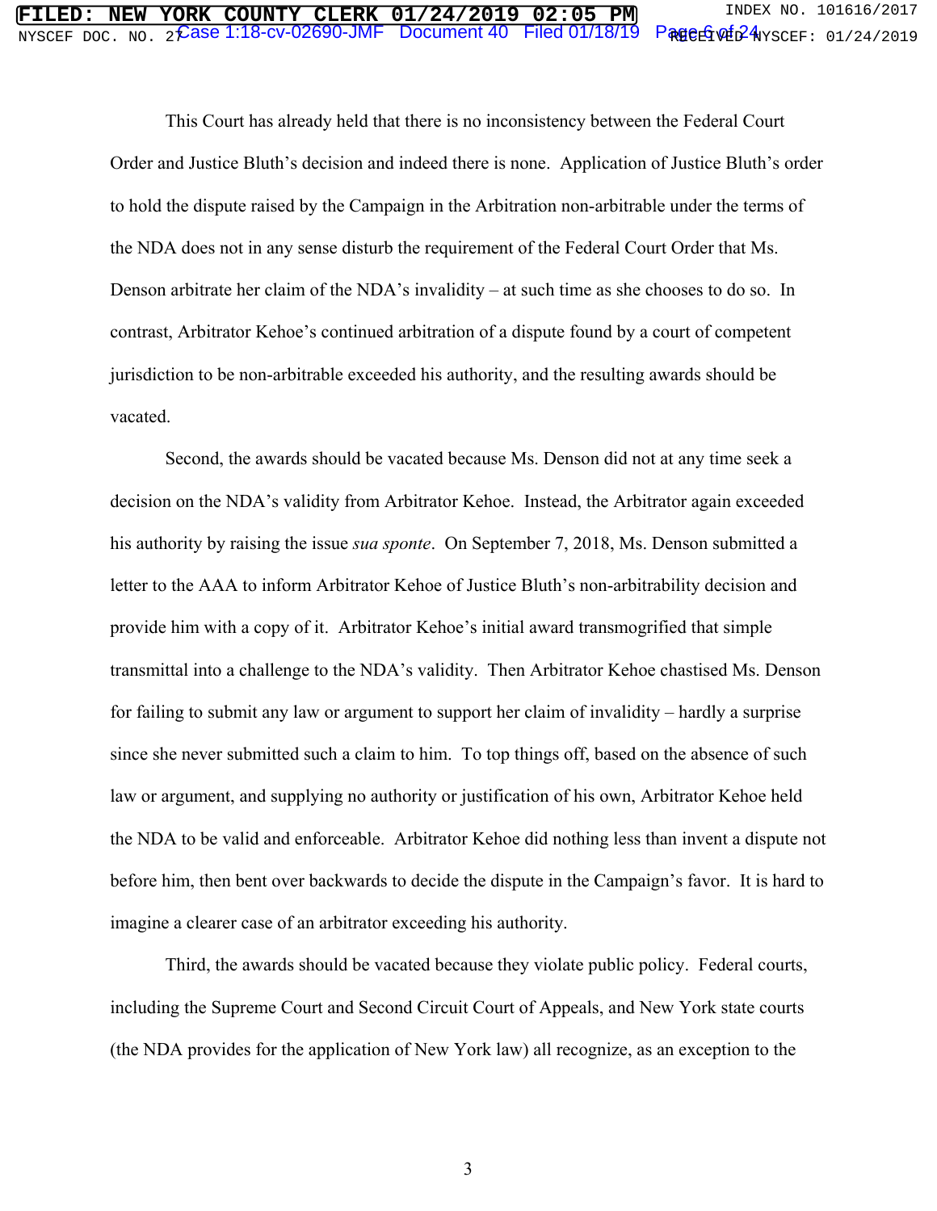This Court has already held that there is no inconsistency between the Federal Court Order and Justice Bluth's decision and indeed there is none. Application of Justice Bluth's order to hold the dispute raised by the Campaign in the Arbitration non-arbitrable under the terms of the NDA does not in any sense disturb the requirement of the Federal Court Order that Ms. Denson arbitrate her claim of the NDA's invalidity – at such time as she chooses to do so. In contrast, Arbitrator Kehoe's continued arbitration of a dispute found by a court of competent jurisdiction to be non-arbitrable exceeded his authority, and the resulting awards should be vacated.

Second, the awards should be vacated because Ms. Denson did not at any time seek a decision on the NDA's validity from Arbitrator Kehoe. Instead, the Arbitrator again exceeded his authority by raising the issue *sua sponte*. On September 7, 2018, Ms. Denson submitted a letter to the AAA to inform Arbitrator Kehoe of Justice Bluth's non-arbitrability decision and provide him with a copy of it. Arbitrator Kehoe's initial award transmogrified that simple transmittal into a challenge to the NDA's validity. Then Arbitrator Kehoe chastised Ms. Denson for failing to submit any law or argument to support her claim of invalidity – hardly a surprise since she never submitted such a claim to him. To top things off, based on the absence of such law or argument, and supplying no authority or justification of his own, Arbitrator Kehoe held the NDA to be valid and enforceable. Arbitrator Kehoe did nothing less than invent a dispute not before him, then bent over backwards to decide the dispute in the Campaign's favor. It is hard to imagine a clearer case of an arbitrator exceeding his authority.

Third, the awards should be vacated because they violate public policy. Federal courts, including the Supreme Court and Second Circuit Court of Appeals, and New York state courts (the NDA provides for the application of New York law) all recognize, as an exception to the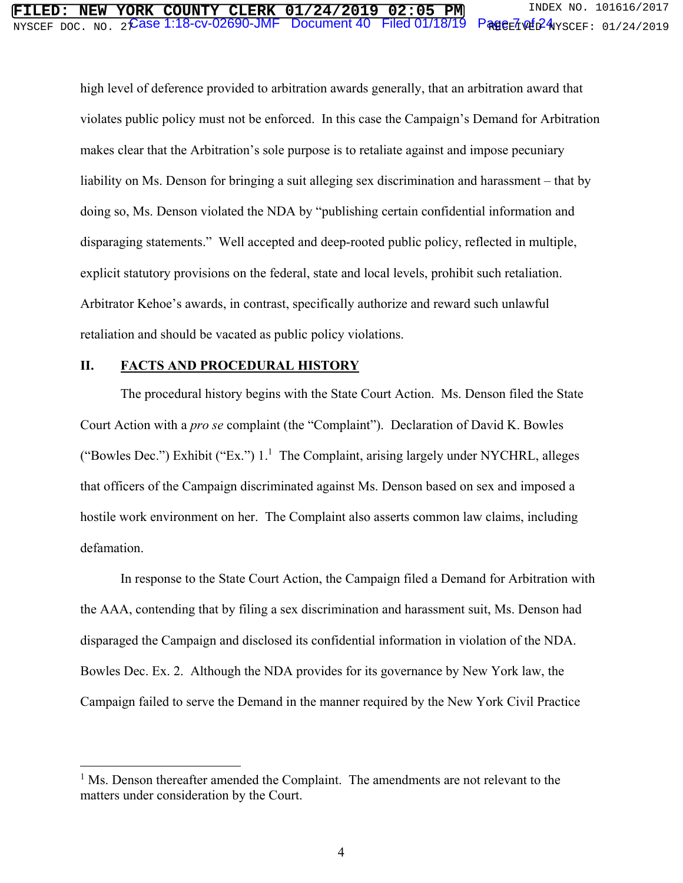high level of deference provided to arbitration awards generally, that an arbitration award that violates public policy must not be enforced. In this case the Campaign's Demand for Arbitration makes clear that the Arbitration's sole purpose is to retaliate against and impose pecuniary liability on Ms. Denson for bringing a suit alleging sex discrimination and harassment – that by doing so, Ms. Denson violated the NDA by "publishing certain confidential information and disparaging statements." Well accepted and deep-rooted public policy, reflected in multiple, explicit statutory provisions on the federal, state and local levels, prohibit such retaliation. Arbitrator Kehoe's awards, in contrast, specifically authorize and reward such unlawful retaliation and should be vacated as public policy violations.

## II. FACTS AND PROCEDURAL HISTORY

The procedural history begins with the State Court Action. Ms. Denson filed the State Court Action with a *pro se* complaint (the "Complaint"). Declaration of David K. Bowles ("Bowles Dec.") Exhibit ("Ex.") 1.[1] The Complaint, arising largely under NYCHRL, alleges that officers of the Campaign discriminated against Ms. Denson based on sex and imposed a hostile work environment on her. The Complaint also asserts common law claims, including defamation.

In response to the State Court Action, the Campaign filed a Demand for Arbitration with the AAA, contending that by filing a sex discrimination and harassment suit, Ms. Denson had disparaged the Campaign and disclosed its confidential information in violation of the NDA. Bowles Dec. Ex. 2. Although the NDA provides for its governance by New York law, the Campaign failed to serve the Demand in the manner required by the New York Civil Practice

---

[1] Ms. Denson thereafter amended the Complaint. The amendments are not relevant to the matters under consideration by the Court.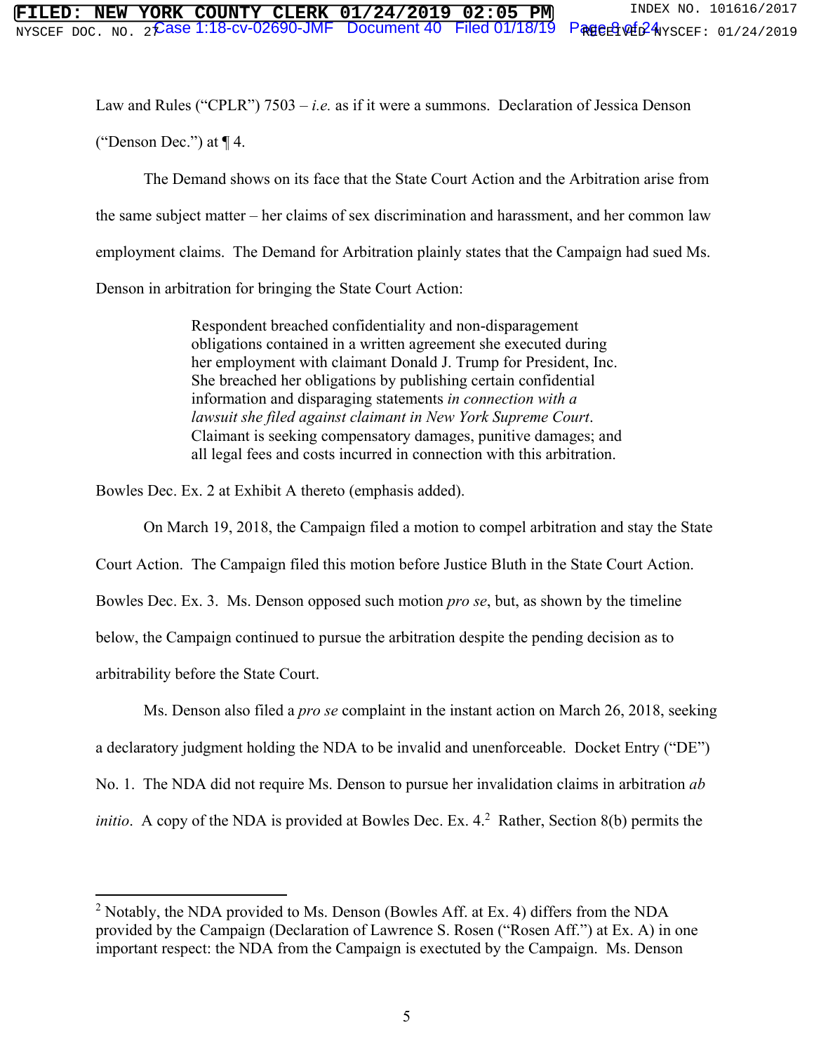Law and Rules ("CPLR") 7503 – *i.e.* as if it were a summons. Declaration of Jessica Denson ("Denson Dec.") at ¶ 4.

The Demand shows on its face that the State Court Action and the Arbitration arise from the same subject matter – her claims of sex discrimination and harassment, and her common law employment claims. The Demand for Arbitration plainly states that the Campaign had sued Ms. Denson in arbitration for bringing the State Court Action:

> Respondent breached confidentiality and non-disparagement obligations contained in a written agreement she executed during her employment with claimant Donald J. Trump for President, Inc. She breached her obligations by publishing certain confidential information and disparaging statements *in connection with a lawsuit she filed against claimant in New York Supreme Court*. Claimant is seeking compensatory damages, punitive damages; and all legal fees and costs incurred in connection with this arbitration.

Bowles Dec. Ex. 2 at Exhibit A thereto (emphasis added).

On March 19, 2018, the Campaign filed a motion to compel arbitration and stay the State Court Action. The Campaign filed this motion before Justice Bluth in the State Court Action. Bowles Dec. Ex. 3. Ms. Denson opposed such motion *pro se*, but, as shown by the timeline below, the Campaign continued to pursue the arbitration despite the pending decision as to arbitrability before the State Court.

Ms. Denson also filed a *pro se* complaint in the instant action on March 26, 2018, seeking a declaratory judgment holding the NDA to be invalid and unenforceable. Docket Entry ("DE") No. 1. The NDA did not require Ms. Denson to pursue her invalidation claims in arbitration *ab initio*. A copy of the NDA is provided at Bowles Dec. Ex. 4.[2] Rather, Section 8(b) permits the

[2] Notably, the NDA provided to Ms. Denson (Bowles Aff. at Ex. 4) differs from the NDA provided by the Campaign (Declaration of Lawrence S. Rosen ("Rosen Aff.") at Ex. A) in one important respect: the NDA from the Campaign is exectuted by the Campaign. Ms. Denson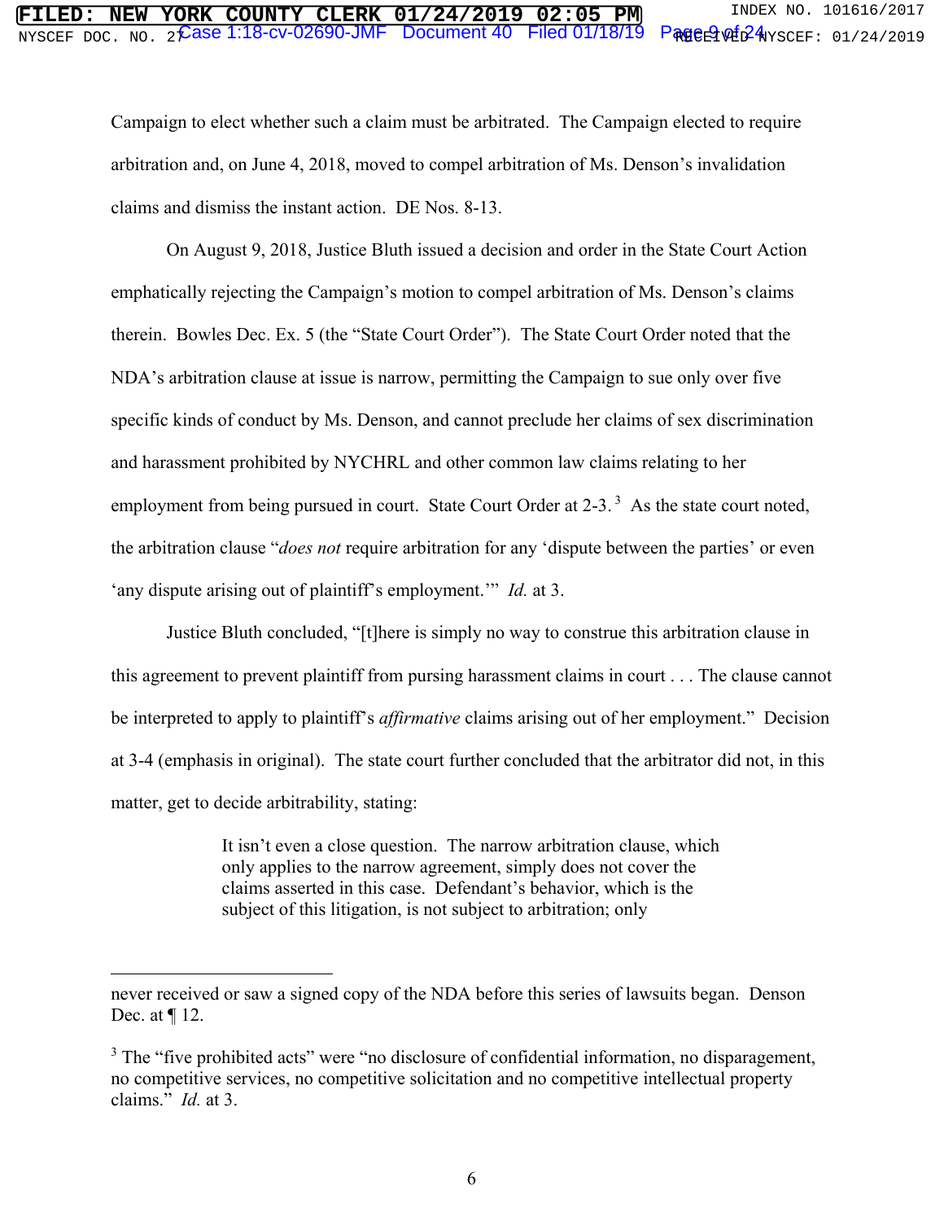Campaign to elect whether such a claim must be arbitrated. The Campaign elected to require arbitration and, on June 4, 2018, moved to compel arbitration of Ms. Denson's invalidation claims and dismiss the instant action. DE Nos. 8-13.

On August 9, 2018, Justice Bluth issued a decision and order in the State Court Action emphatically rejecting the Campaign's motion to compel arbitration of Ms. Denson's claims therein. Bowles Dec. Ex. 5 (the "State Court Order"). The State Court Order noted that the NDA's arbitration clause at issue is narrow, permitting the Campaign to sue only over five specific kinds of conduct by Ms. Denson, and cannot preclude her claims of sex discrimination and harassment prohibited by NYCHRL and other common law claims relating to her employment from being pursued in court. State Court Order at 2-3.[3] As the state court noted, the arbitration clause "*does not* require arbitration for any 'dispute between the parties' or even 'any dispute arising out of plaintiff's employment.'" *Id.* at 3.

Justice Bluth concluded, "[t]here is simply no way to construe this arbitration clause in this agreement to prevent plaintiff from pursing harassment claims in court . . . The clause cannot be interpreted to apply to plaintiff's *affirmative* claims arising out of her employment." Decision at 3-4 (emphasis in original). The state court further concluded that the arbitrator did not, in this matter, get to decide arbitrability, stating:

> It isn't even a close question. The narrow arbitration clause, which only applies to the narrow agreement, simply does not cover the claims asserted in this case. Defendant's behavior, which is the subject of this litigation, is not subject to arbitration; only

---

never received or saw a signed copy of the NDA before this series of lawsuits began. Denson Dec. at ¶ 12.

[3] The "five prohibited acts" were "no disclosure of confidential information, no disparagement, no competitive services, no competitive solicitation and no competitive intellectual property claims." *Id.* at 3.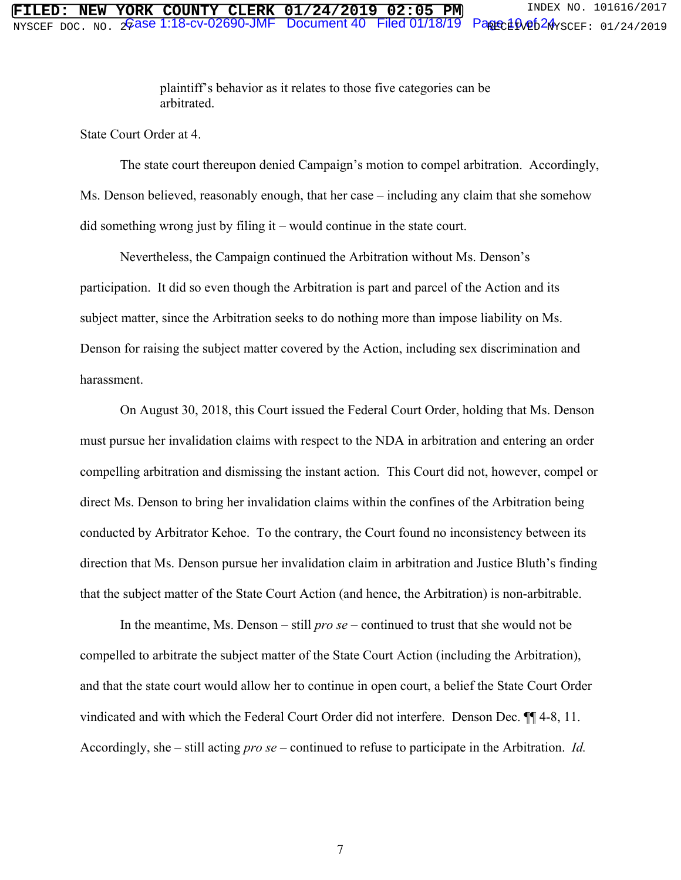> plaintiff's behavior as it relates to those five categories can be arbitrated.

State Court Order at 4.

The state court thereupon denied Campaign's motion to compel arbitration. Accordingly, Ms. Denson believed, reasonably enough, that her case – including any claim that she somehow did something wrong just by filing it – would continue in the state court.

Nevertheless, the Campaign continued the Arbitration without Ms. Denson's participation. It did so even though the Arbitration is part and parcel of the Action and its subject matter, since the Arbitration seeks to do nothing more than impose liability on Ms. Denson for raising the subject matter covered by the Action, including sex discrimination and harassment.

On August 30, 2018, this Court issued the Federal Court Order, holding that Ms. Denson must pursue her invalidation claims with respect to the NDA in arbitration and entering an order compelling arbitration and dismissing the instant action. This Court did not, however, compel or direct Ms. Denson to bring her invalidation claims within the confines of the Arbitration being conducted by Arbitrator Kehoe. To the contrary, the Court found no inconsistency between its direction that Ms. Denson pursue her invalidation claim in arbitration and Justice Bluth's finding that the subject matter of the State Court Action (and hence, the Arbitration) is non-arbitrable.

In the meantime, Ms. Denson – still *pro se* – continued to trust that she would not be compelled to arbitrate the subject matter of the State Court Action (including the Arbitration), and that the state court would allow her to continue in open court, a belief the State Court Order vindicated and with which the Federal Court Order did not interfere. Denson Dec. ¶¶ 4-8, 11. Accordingly, she – still acting *pro se* – continued to refuse to participate in the Arbitration. *Id.*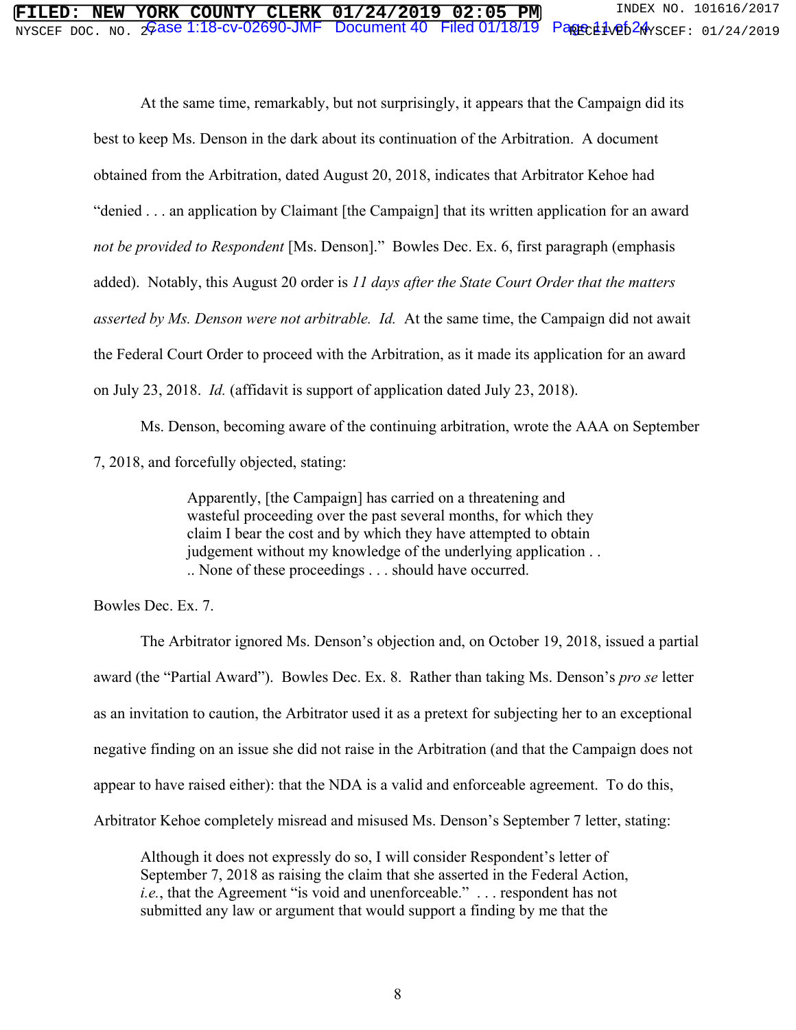At the same time, remarkably, but not surprisingly, it appears that the Campaign did its best to keep Ms. Denson in the dark about its continuation of the Arbitration. A document obtained from the Arbitration, dated August 20, 2018, indicates that Arbitrator Kehoe had "denied . . . an application by Claimant [the Campaign] that its written application for an award *not be provided to Respondent* [Ms. Denson]." Bowles Dec. Ex. 6, first paragraph (emphasis added). Notably, this August 20 order is *11 days after the State Court Order that the matters asserted by Ms. Denson were not arbitrable. Id.* At the same time, the Campaign did not await the Federal Court Order to proceed with the Arbitration, as it made its application for an award on July 23, 2018. *Id.* (affidavit is support of application dated July 23, 2018).

Ms. Denson, becoming aware of the continuing arbitration, wrote the AAA on September 7, 2018, and forcefully objected, stating:

> Apparently, [the Campaign] has carried on a threatening and wasteful proceeding over the past several months, for which they claim I bear the cost and by which they have attempted to obtain judgement without my knowledge of the underlying application . . .. None of these proceedings . . . should have occurred.

Bowles Dec. Ex. 7.

The Arbitrator ignored Ms. Denson's objection and, on October 19, 2018, issued a partial award (the "Partial Award"). Bowles Dec. Ex. 8. Rather than taking Ms. Denson's *pro se* letter as an invitation to caution, the Arbitrator used it as a pretext for subjecting her to an exceptional negative finding on an issue she did not raise in the Arbitration (and that the Campaign does not appear to have raised either): that the NDA is a valid and enforceable agreement. To do this, Arbitrator Kehoe completely misread and misused Ms. Denson's September 7 letter, stating:

> Although it does not expressly do so, I will consider Respondent's letter of September 7, 2018 as raising the claim that she asserted in the Federal Action, *i.e.*, that the Agreement "is void and unenforceable." . . . respondent has not submitted any law or argument that would support a finding by me that the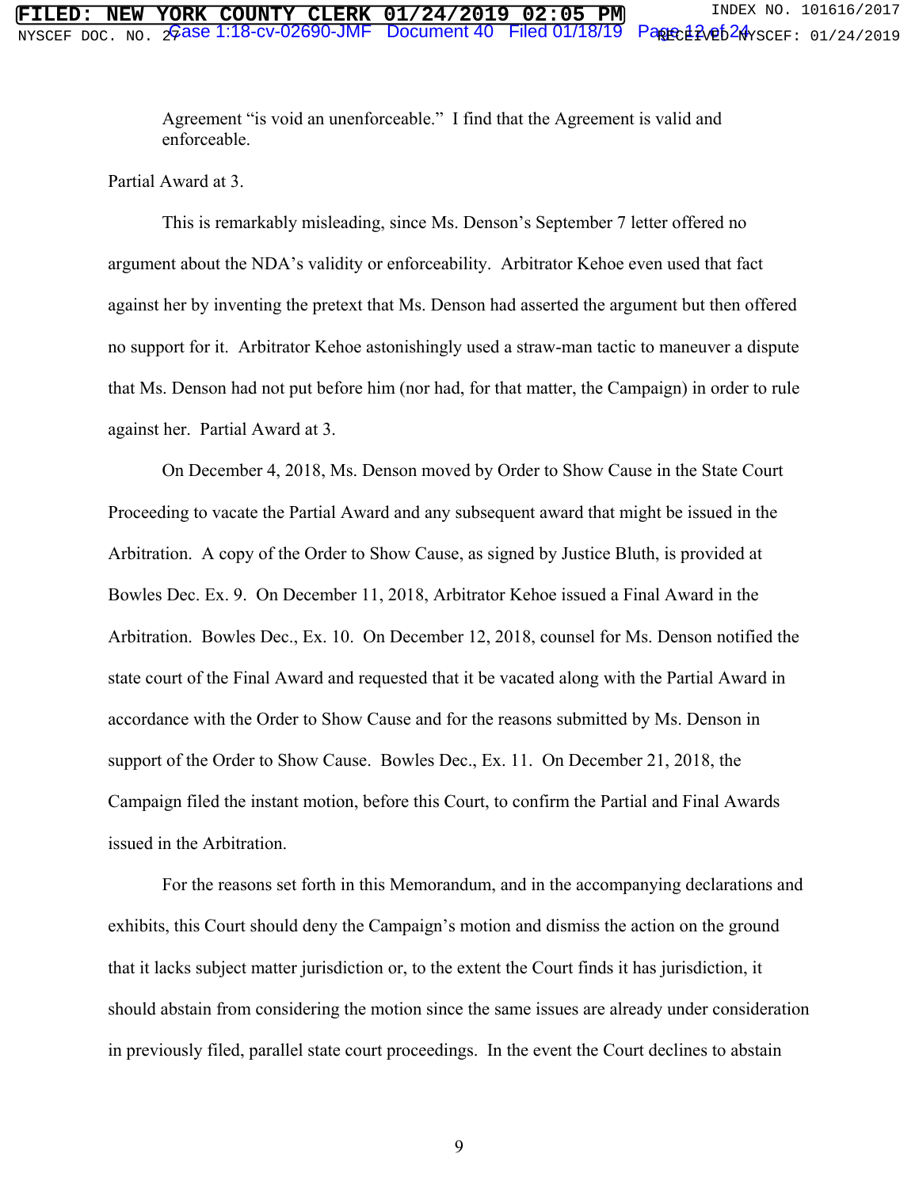> Agreement "is void an unenforceable." I find that the Agreement is valid and enforceable.

Partial Award at 3.

This is remarkably misleading, since Ms. Denson's September 7 letter offered no argument about the NDA's validity or enforceability. Arbitrator Kehoe even used that fact against her by inventing the pretext that Ms. Denson had asserted the argument but then offered no support for it. Arbitrator Kehoe astonishingly used a straw-man tactic to maneuver a dispute that Ms. Denson had not put before him (nor had, for that matter, the Campaign) in order to rule against her. Partial Award at 3.

On December 4, 2018, Ms. Denson moved by Order to Show Cause in the State Court Proceeding to vacate the Partial Award and any subsequent award that might be issued in the Arbitration. A copy of the Order to Show Cause, as signed by Justice Bluth, is provided at Bowles Dec. Ex. 9. On December 11, 2018, Arbitrator Kehoe issued a Final Award in the Arbitration. Bowles Dec., Ex. 10. On December 12, 2018, counsel for Ms. Denson notified the state court of the Final Award and requested that it be vacated along with the Partial Award in accordance with the Order to Show Cause and for the reasons submitted by Ms. Denson in support of the Order to Show Cause. Bowles Dec., Ex. 11. On December 21, 2018, the Campaign filed the instant motion, before this Court, to confirm the Partial and Final Awards issued in the Arbitration.

For the reasons set forth in this Memorandum, and in the accompanying declarations and exhibits, this Court should deny the Campaign's motion and dismiss the action on the ground that it lacks subject matter jurisdiction or, to the extent the Court finds it has jurisdiction, it should abstain from considering the motion since the same issues are already under consideration in previously filed, parallel state court proceedings. In the event the Court declines to abstain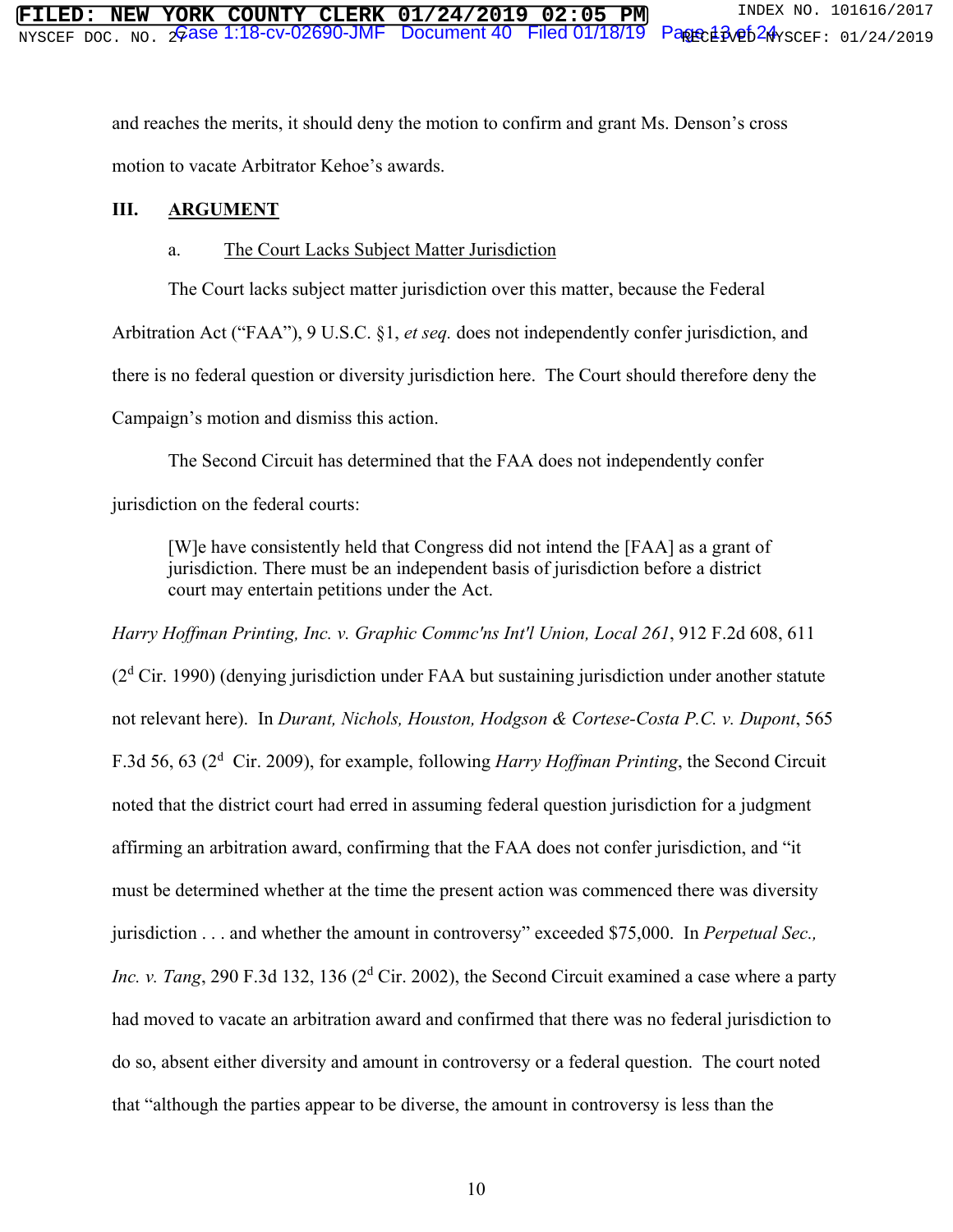and reaches the merits, it should deny the motion to confirm and grant Ms. Denson's cross motion to vacate Arbitrator Kehoe's awards.

## III. ARGUMENT

### a. The Court Lacks Subject Matter Jurisdiction

The Court lacks subject matter jurisdiction over this matter, because the Federal Arbitration Act ("FAA"), 9 U.S.C. §1, *et seq.* does not independently confer jurisdiction, and there is no federal question or diversity jurisdiction here. The Court should therefore deny the Campaign's motion and dismiss this action.

The Second Circuit has determined that the FAA does not independently confer jurisdiction on the federal courts:

> [W]e have consistently held that Congress did not intend the [FAA] as a grant of jurisdiction. There must be an independent basis of jurisdiction before a district court may entertain petitions under the Act.

*Harry Hoffman Printing, Inc. v. Graphic Commc'ns Int'l Union, Local 261*, 912 F.2d 608, 611 (2d Cir. 1990) (denying jurisdiction under FAA but sustaining jurisdiction under another statute not relevant here). In *Durant, Nichols, Houston, Hodgson & Cortese-Costa P.C. v. Dupont*, 565 F.3d 56, 63 (2d Cir. 2009), for example, following *Harry Hoffman Printing*, the Second Circuit noted that the district court had erred in assuming federal question jurisdiction for a judgment affirming an arbitration award, confirming that the FAA does not confer jurisdiction, and "it must be determined whether at the time the present action was commenced there was diversity jurisdiction . . . and whether the amount in controversy" exceeded $75,000. In *Perpetual Sec., Inc. v. Tang*, 290 F.3d 132, 136 (2d Cir. 2002), the Second Circuit examined a case where a party had moved to vacate an arbitration award and confirmed that there was no federal jurisdiction to do so, absent either diversity and amount in controversy or a federal question. The court noted that "although the parties appear to be diverse, the amount in controversy is less than the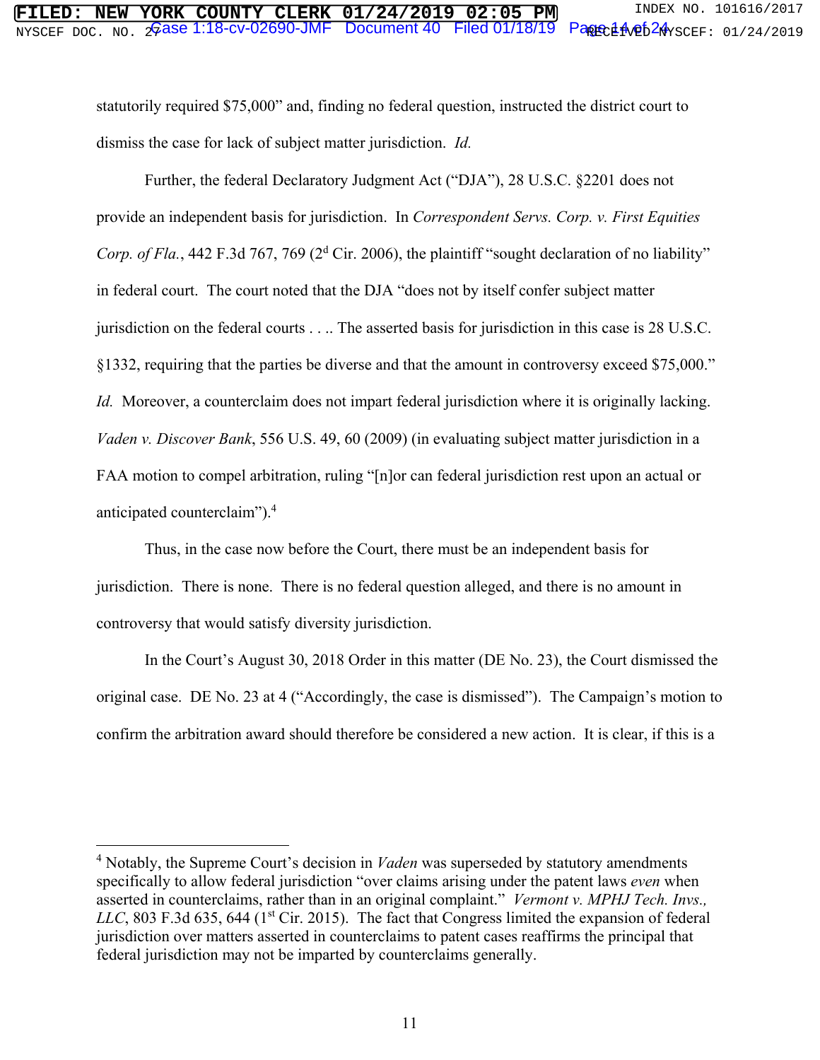statutorily required $75,000" and, finding no federal question, instructed the district court to dismiss the case for lack of subject matter jurisdiction. *Id.*

Further, the federal Declaratory Judgment Act ("DJA"), 28 U.S.C. §2201 does not provide an independent basis for jurisdiction. In *Correspondent Servs. Corp. v. First Equities Corp. of Fla.*, 442 F.3d 767, 769 (2d Cir. 2006), the plaintiff "sought declaration of no liability" in federal court. The court noted that the DJA "does not by itself confer subject matter jurisdiction on the federal courts . . .. The asserted basis for jurisdiction in this case is 28 U.S.C. §1332, requiring that the parties be diverse and that the amount in controversy exceed $75,000." *Id.* Moreover, a counterclaim does not impart federal jurisdiction where it is originally lacking. *Vaden v. Discover Bank*, 556 U.S. 49, 60 (2009) (in evaluating subject matter jurisdiction in a FAA motion to compel arbitration, ruling "[n]or can federal jurisdiction rest upon an actual or anticipated counterclaim").[4]

Thus, in the case now before the Court, there must be an independent basis for jurisdiction. There is none. There is no federal question alleged, and there is no amount in controversy that would satisfy diversity jurisdiction.

In the Court's August 30, 2018 Order in this matter (DE No. 23), the Court dismissed the original case. DE No. 23 at 4 ("Accordingly, the case is dismissed"). The Campaign's motion to confirm the arbitration award should therefore be considered a new action. It is clear, if this is a

---

[4] Notably, the Supreme Court's decision in *Vaden* was superseded by statutory amendments specifically to allow federal jurisdiction "over claims arising under the patent laws *even* when asserted in counterclaims, rather than in an original complaint." *Vermont v. MPHJ Tech. Invs., LLC*, 803 F.3d 635, 644 (1st Cir. 2015). The fact that Congress limited the expansion of federal jurisdiction over matters asserted in counterclaims to patent cases reaffirms the principal that federal jurisdiction may not be imparted by counterclaims generally.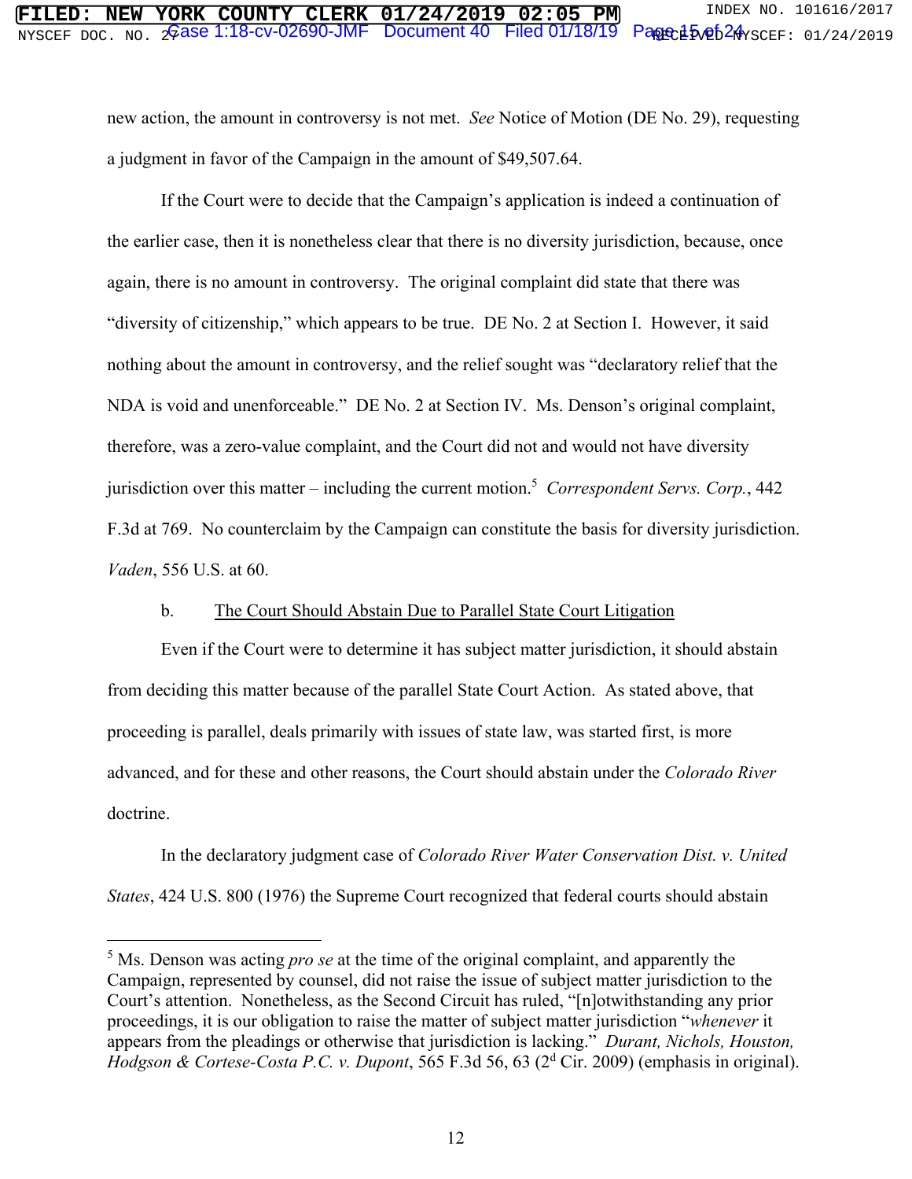new action, the amount in controversy is not met. *See* Notice of Motion (DE No. 29), requesting a judgment in favor of the Campaign in the amount of $49,507.64.

If the Court were to decide that the Campaign's application is indeed a continuation of the earlier case, then it is nonetheless clear that there is no diversity jurisdiction, because, once again, there is no amount in controversy. The original complaint did state that there was "diversity of citizenship," which appears to be true. DE No. 2 at Section I. However, it said nothing about the amount in controversy, and the relief sought was "declaratory relief that the NDA is void and unenforceable." DE No. 2 at Section IV. Ms. Denson's original complaint, therefore, was a zero-value complaint, and the Court did not and would not have diversity jurisdiction over this matter – including the current motion.[5] *Correspondent Servs. Corp.*, 442 F.3d at 769. No counterclaim by the Campaign can constitute the basis for diversity jurisdiction. *Vaden*, 556 U.S. at 60.

b. <u>The Court Should Abstain Due to Parallel State Court Litigation</u>

Even if the Court were to determine it has subject matter jurisdiction, it should abstain from deciding this matter because of the parallel State Court Action. As stated above, that proceeding is parallel, deals primarily with issues of state law, was started first, is more advanced, and for these and other reasons, the Court should abstain under the *Colorado River* doctrine.

In the declaratory judgment case of *Colorado River Water Conservation Dist. v. United States*, 424 U.S. 800 (1976) the Supreme Court recognized that federal courts should abstain

---

[5] Ms. Denson was acting *pro se* at the time of the original complaint, and apparently the Campaign, represented by counsel, did not raise the issue of subject matter jurisdiction to the Court's attention. Nonetheless, as the Second Circuit has ruled, "[n]otwithstanding any prior proceedings, it is our obligation to raise the matter of subject matter jurisdiction "*whenever* it appears from the pleadings or otherwise that jurisdiction is lacking." *Durant, Nichols, Houston, Hodgson & Cortese-Costa P.C. v. Dupont*, 565 F.3d 56, 63 (2d Cir. 2009) (emphasis in original).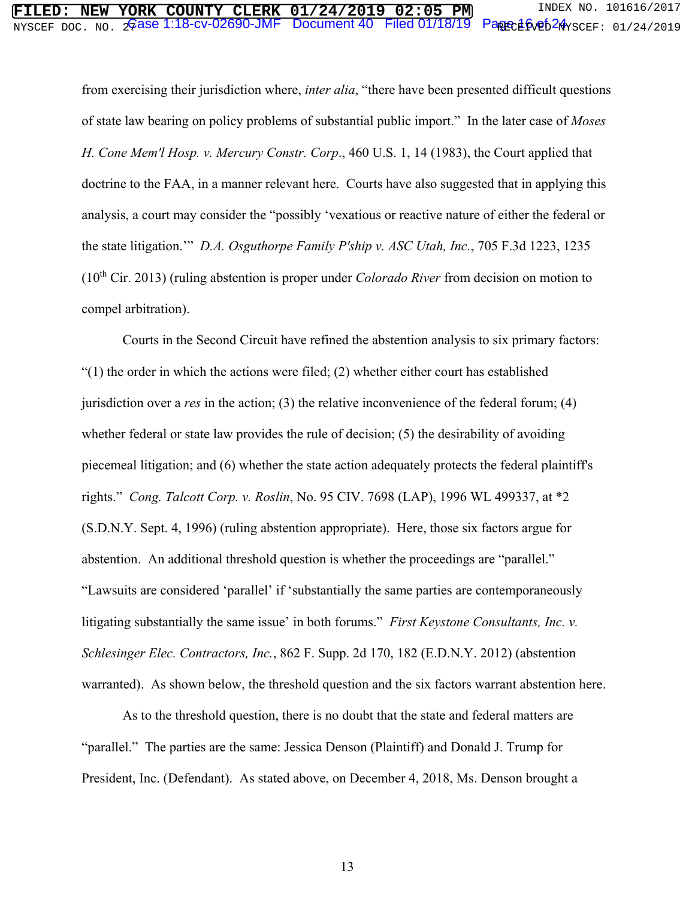from exercising their jurisdiction where, *inter alia*, "there have been presented difficult questions of state law bearing on policy problems of substantial public import." In the later case of *Moses H. Cone Mem'l Hosp. v. Mercury Constr. Corp*., 460 U.S. 1, 14 (1983), the Court applied that doctrine to the FAA, in a manner relevant here. Courts have also suggested that in applying this analysis, a court may consider the "possibly 'vexatious or reactive nature of either the federal or the state litigation.'" *D.A. Osguthorpe Family P'ship v. ASC Utah, Inc.*, 705 F.3d 1223, 1235 (10th Cir. 2013) (ruling abstention is proper under *Colorado River* from decision on motion to compel arbitration).

Courts in the Second Circuit have refined the abstention analysis to six primary factors: "(1) the order in which the actions were filed; (2) whether either court has established jurisdiction over a *res* in the action; (3) the relative inconvenience of the federal forum; (4) whether federal or state law provides the rule of decision; (5) the desirability of avoiding piecemeal litigation; and (6) whether the state action adequately protects the federal plaintiff's rights." *Cong. Talcott Corp. v. Roslin*, No. 95 CIV. 7698 (LAP), 1996 WL 499337, at *2 (S.D.N.Y. Sept. 4, 1996) (ruling abstention appropriate). Here, those six factors argue for abstention. An additional threshold question is whether the proceedings are "parallel." "Lawsuits are considered 'parallel' if 'substantially the same parties are contemporaneously litigating substantially the same issue' in both forums." *First Keystone Consultants, Inc. v. Schlesinger Elec. Contractors, Inc.*, 862 F. Supp. 2d 170, 182 (E.D.N.Y. 2012) (abstention warranted). As shown below, the threshold question and the six factors warrant abstention here.

As to the threshold question, there is no doubt that the state and federal matters are "parallel." The parties are the same: Jessica Denson (Plaintiff) and Donald J. Trump for President, Inc. (Defendant). As stated above, on December 4, 2018, Ms. Denson brought a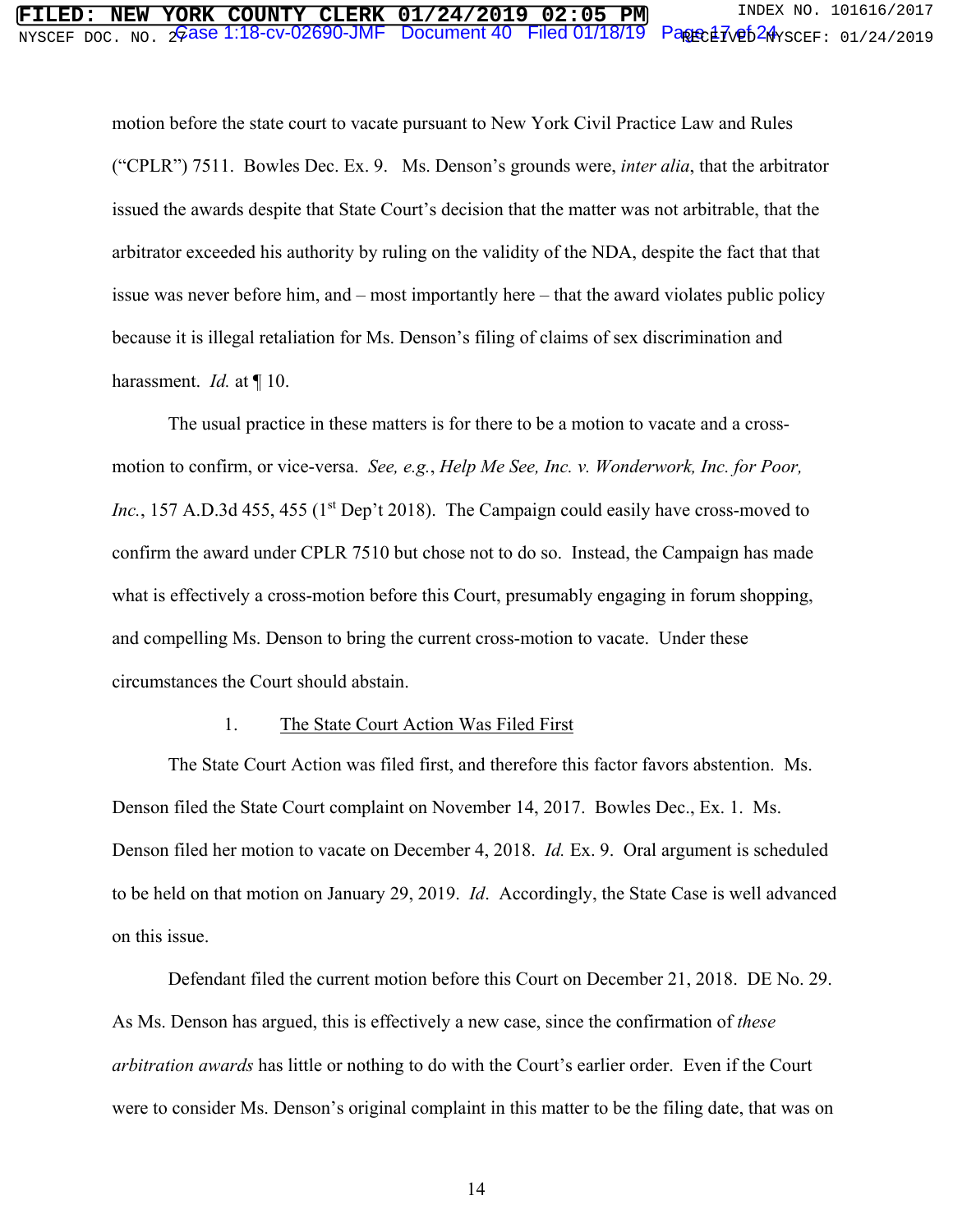motion before the state court to vacate pursuant to New York Civil Practice Law and Rules ("CPLR") 7511. Bowles Dec. Ex. 9. Ms. Denson's grounds were, *inter alia*, that the arbitrator issued the awards despite that State Court's decision that the matter was not arbitrable, that the arbitrator exceeded his authority by ruling on the validity of the NDA, despite the fact that that issue was never before him, and – most importantly here – that the award violates public policy because it is illegal retaliation for Ms. Denson's filing of claims of sex discrimination and harassment. *Id.* at ¶ 10.

The usual practice in these matters is for there to be a motion to vacate and a cross-motion to confirm, or vice-versa. *See, e.g.*, *Help Me See, Inc. v. Wonderwork, Inc. for Poor, Inc.*, 157 A.D.3d 455, 455 (1st Dep't 2018). The Campaign could easily have cross-moved to confirm the award under CPLR 7510 but chose not to do so. Instead, the Campaign has made what is effectively a cross-motion before this Court, presumably engaging in forum shopping, and compelling Ms. Denson to bring the current cross-motion to vacate. Under these circumstances the Court should abstain.

1. <u>The State Court Action Was Filed First</u>

The State Court Action was filed first, and therefore this factor favors abstention. Ms. Denson filed the State Court complaint on November 14, 2017. Bowles Dec., Ex. 1. Ms. Denson filed her motion to vacate on December 4, 2018. *Id.* Ex. 9. Oral argument is scheduled to be held on that motion on January 29, 2019. *Id*. Accordingly, the State Case is well advanced on this issue.

Defendant filed the current motion before this Court on December 21, 2018. DE No. 29. As Ms. Denson has argued, this is effectively a new case, since the confirmation of *these arbitration awards* has little or nothing to do with the Court's earlier order. Even if the Court were to consider Ms. Denson's original complaint in this matter to be the filing date, that was on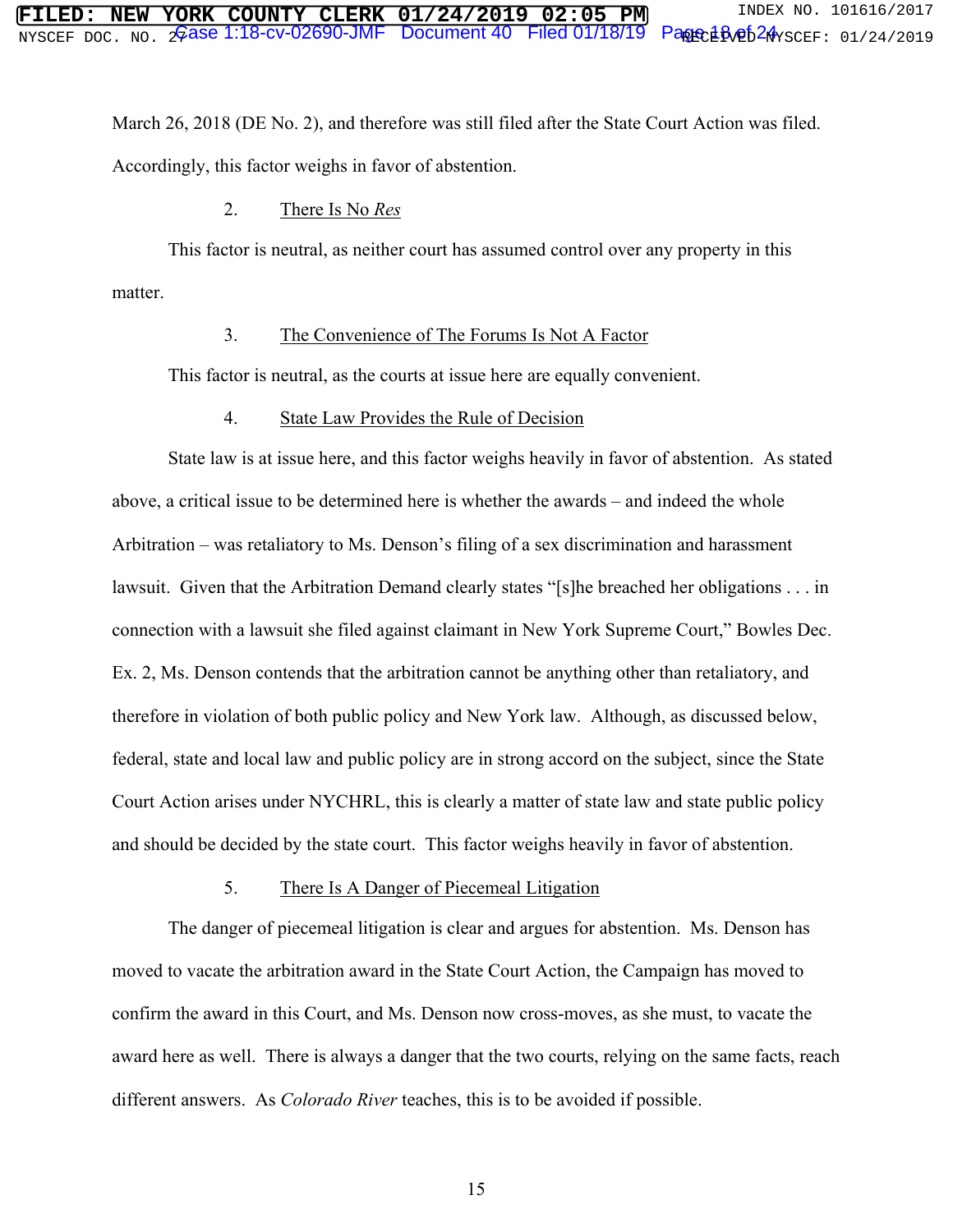March 26, 2018 (DE No. 2), and therefore was still filed after the State Court Action was filed. Accordingly, this factor weighs in favor of abstention.

2. There Is No *Res*

This factor is neutral, as neither court has assumed control over any property in this matter.

3. The Convenience of The Forums Is Not A Factor

This factor is neutral, as the courts at issue here are equally convenient.

4. State Law Provides the Rule of Decision

State law is at issue here, and this factor weighs heavily in favor of abstention. As stated above, a critical issue to be determined here is whether the awards – and indeed the whole Arbitration – was retaliatory to Ms. Denson's filing of a sex discrimination and harassment lawsuit. Given that the Arbitration Demand clearly states "[s]he breached her obligations . . . in connection with a lawsuit she filed against claimant in New York Supreme Court," Bowles Dec. Ex. 2, Ms. Denson contends that the arbitration cannot be anything other than retaliatory, and therefore in violation of both public policy and New York law. Although, as discussed below, federal, state and local law and public policy are in strong accord on the subject, since the State Court Action arises under NYCHRL, this is clearly a matter of state law and state public policy and should be decided by the state court. This factor weighs heavily in favor of abstention.

5. There Is A Danger of Piecemeal Litigation

The danger of piecemeal litigation is clear and argues for abstention. Ms. Denson has moved to vacate the arbitration award in the State Court Action, the Campaign has moved to confirm the award in this Court, and Ms. Denson now cross-moves, as she must, to vacate the award here as well. There is always a danger that the two courts, relying on the same facts, reach different answers. As *Colorado River* teaches, this is to be avoided if possible.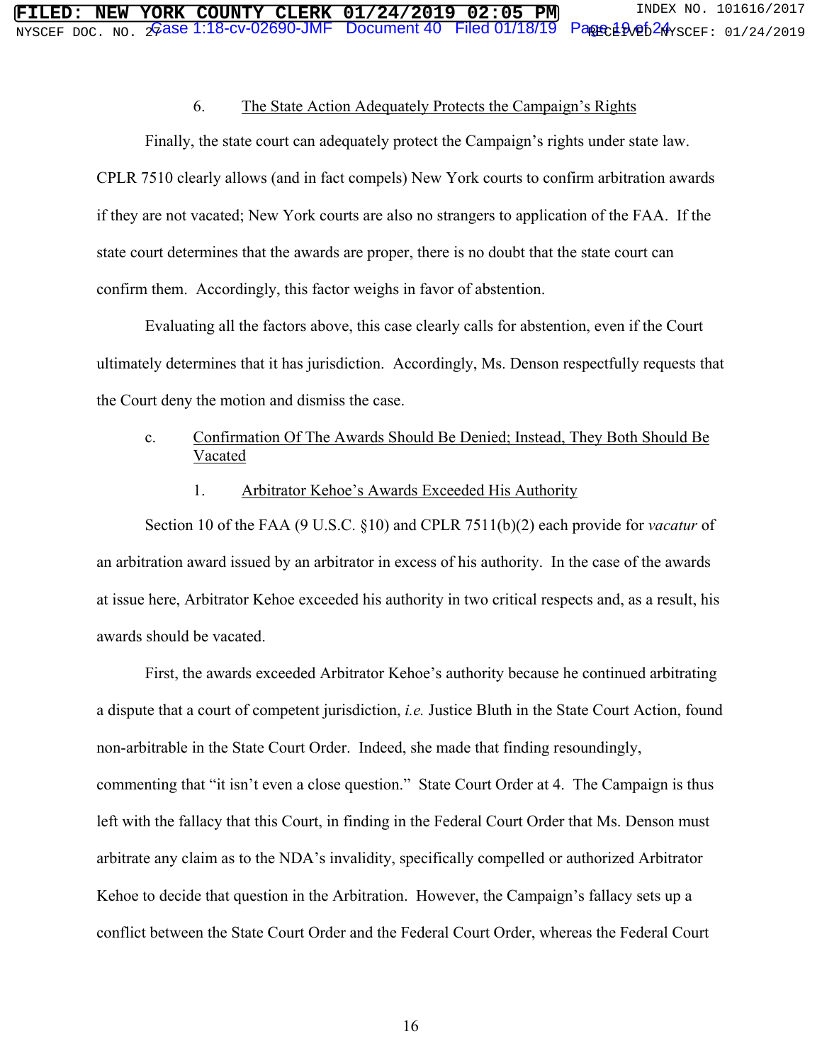6. The State Action Adequately Protects the Campaign's Rights

Finally, the state court can adequately protect the Campaign's rights under state law. CPLR 7510 clearly allows (and in fact compels) New York courts to confirm arbitration awards if they are not vacated; New York courts are also no strangers to application of the FAA. If the state court determines that the awards are proper, there is no doubt that the state court can confirm them. Accordingly, this factor weighs in favor of abstention.

Evaluating all the factors above, this case clearly calls for abstention, even if the Court ultimately determines that it has jurisdiction. Accordingly, Ms. Denson respectfully requests that the Court deny the motion and dismiss the case.

c. Confirmation Of The Awards Should Be Denied; Instead, They Both Should Be Vacated

1. Arbitrator Kehoe's Awards Exceeded His Authority

Section 10 of the FAA (9 U.S.C. §10) and CPLR 7511(b)(2) each provide for *vacatur* of an arbitration award issued by an arbitrator in excess of his authority. In the case of the awards at issue here, Arbitrator Kehoe exceeded his authority in two critical respects and, as a result, his awards should be vacated.

First, the awards exceeded Arbitrator Kehoe's authority because he continued arbitrating a dispute that a court of competent jurisdiction, *i.e.* Justice Bluth in the State Court Action, found non-arbitrable in the State Court Order. Indeed, she made that finding resoundingly, commenting that "it isn't even a close question." State Court Order at 4. The Campaign is thus left with the fallacy that this Court, in finding in the Federal Court Order that Ms. Denson must arbitrate any claim as to the NDA's invalidity, specifically compelled or authorized Arbitrator Kehoe to decide that question in the Arbitration. However, the Campaign's fallacy sets up a conflict between the State Court Order and the Federal Court Order, whereas the Federal Court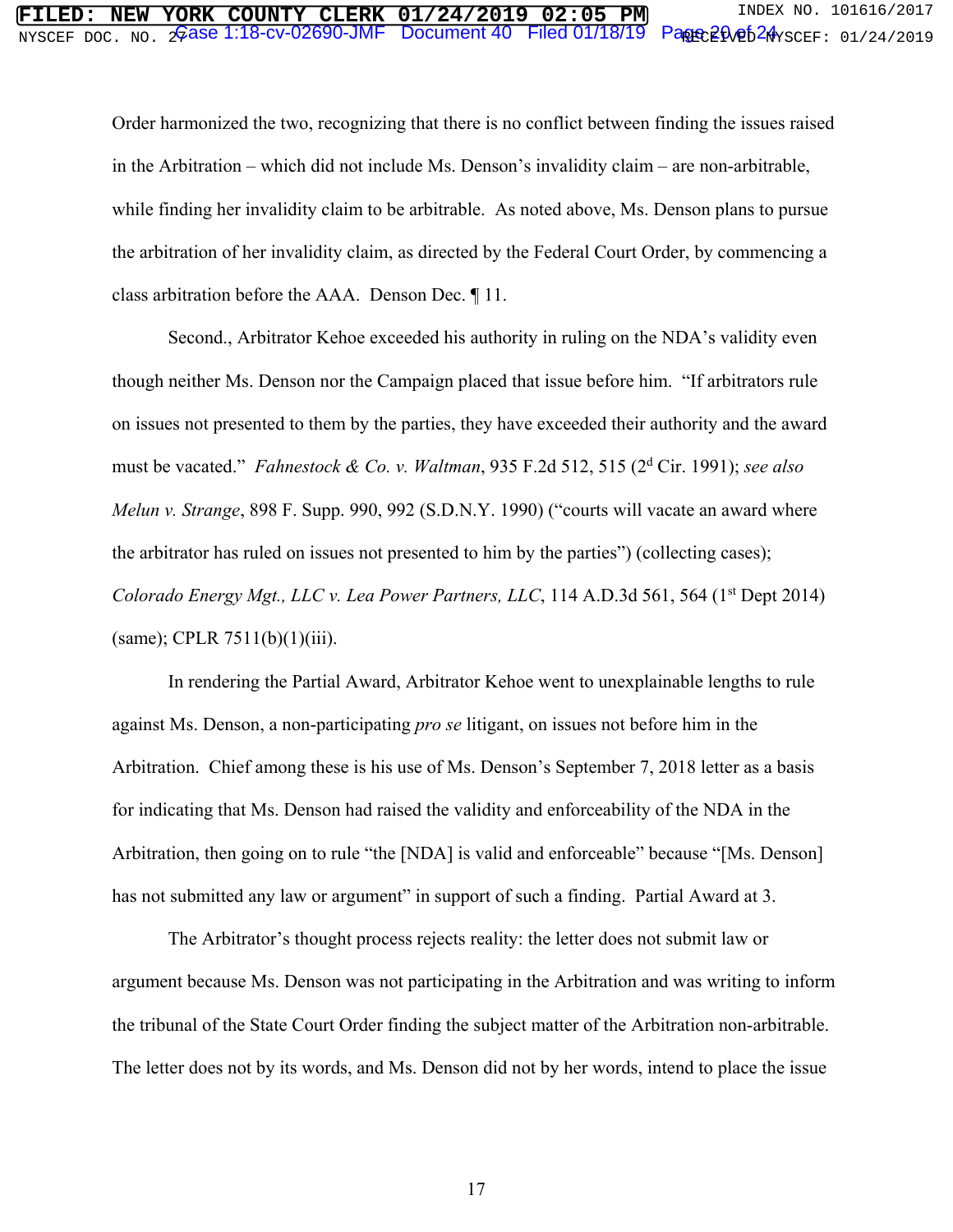Order harmonized the two, recognizing that there is no conflict between finding the issues raised in the Arbitration – which did not include Ms. Denson's invalidity claim – are non-arbitrable, while finding her invalidity claim to be arbitrable. As noted above, Ms. Denson plans to pursue the arbitration of her invalidity claim, as directed by the Federal Court Order, by commencing a class arbitration before the AAA. Denson Dec. ¶ 11.

Second., Arbitrator Kehoe exceeded his authority in ruling on the NDA's validity even though neither Ms. Denson nor the Campaign placed that issue before him. "If arbitrators rule on issues not presented to them by the parties, they have exceeded their authority and the award must be vacated." *Fahnestock & Co. v. Waltman*, 935 F.2d 512, 515 (2d Cir. 1991); *see also Melun v. Strange*, 898 F. Supp. 990, 992 (S.D.N.Y. 1990) ("courts will vacate an award where the arbitrator has ruled on issues not presented to him by the parties") (collecting cases); *Colorado Energy Mgt., LLC v. Lea Power Partners, LLC*, 114 A.D.3d 561, 564 (1st Dept 2014) (same); CPLR 7511(b)(1)(iii).

In rendering the Partial Award, Arbitrator Kehoe went to unexplainable lengths to rule against Ms. Denson, a non-participating *pro se* litigant, on issues not before him in the Arbitration. Chief among these is his use of Ms. Denson's September 7, 2018 letter as a basis for indicating that Ms. Denson had raised the validity and enforceability of the NDA in the Arbitration, then going on to rule "the [NDA] is valid and enforceable" because "[Ms. Denson] has not submitted any law or argument" in support of such a finding. Partial Award at 3.

The Arbitrator's thought process rejects reality: the letter does not submit law or argument because Ms. Denson was not participating in the Arbitration and was writing to inform the tribunal of the State Court Order finding the subject matter of the Arbitration non-arbitrable. The letter does not by its words, and Ms. Denson did not by her words, intend to place the issue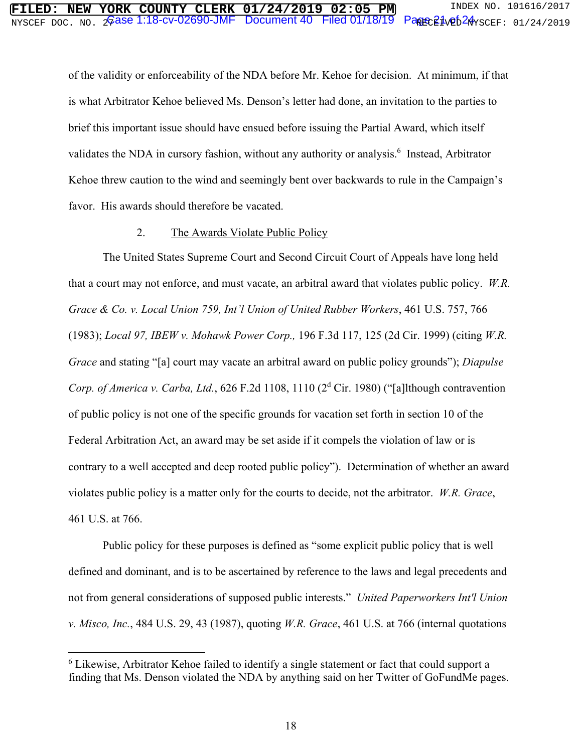of the validity or enforceability of the NDA before Mr. Kehoe for decision. At minimum, if that is what Arbitrator Kehoe believed Ms. Denson's letter had done, an invitation to the parties to brief this important issue should have ensued before issuing the Partial Award, which itself validates the NDA in cursory fashion, without any authority or analysis.[6] Instead, Arbitrator Kehoe threw caution to the wind and seemingly bent over backwards to rule in the Campaign's favor. His awards should therefore be vacated.

2. <u>The Awards Violate Public Policy</u>

The United States Supreme Court and Second Circuit Court of Appeals have long held that a court may not enforce, and must vacate, an arbitral award that violates public policy. *W.R. Grace & Co. v. Local Union 759, Int'l Union of United Rubber Workers*, 461 U.S. 757, 766 (1983); *Local 97, IBEW v. Mohawk Power Corp.,* 196 F.3d 117, 125 (2d Cir. 1999) (citing *W.R. Grace* and stating "[a] court may vacate an arbitral award on public policy grounds"); *Diapulse Corp. of America v. Carba, Ltd.*, 626 F.2d 1108, 1110 (2d Cir. 1980) ("[a]lthough contravention of public policy is not one of the specific grounds for vacation set forth in section 10 of the Federal Arbitration Act, an award may be set aside if it compels the violation of law or is contrary to a well accepted and deep rooted public policy"). Determination of whether an award violates public policy is a matter only for the courts to decide, not the arbitrator. *W.R. Grace*, 461 U.S. at 766.

Public policy for these purposes is defined as "some explicit public policy that is well defined and dominant, and is to be ascertained by reference to the laws and legal precedents and not from general considerations of supposed public interests." *United Paperworkers Int'l Union v. Misco, Inc.*, 484 U.S. 29, 43 (1987), quoting *W.R. Grace*, 461 U.S. at 766 (internal quotations

[6] Likewise, Arbitrator Kehoe failed to identify a single statement or fact that could support a finding that Ms. Denson violated the NDA by anything said on her Twitter of GoFundMe pages.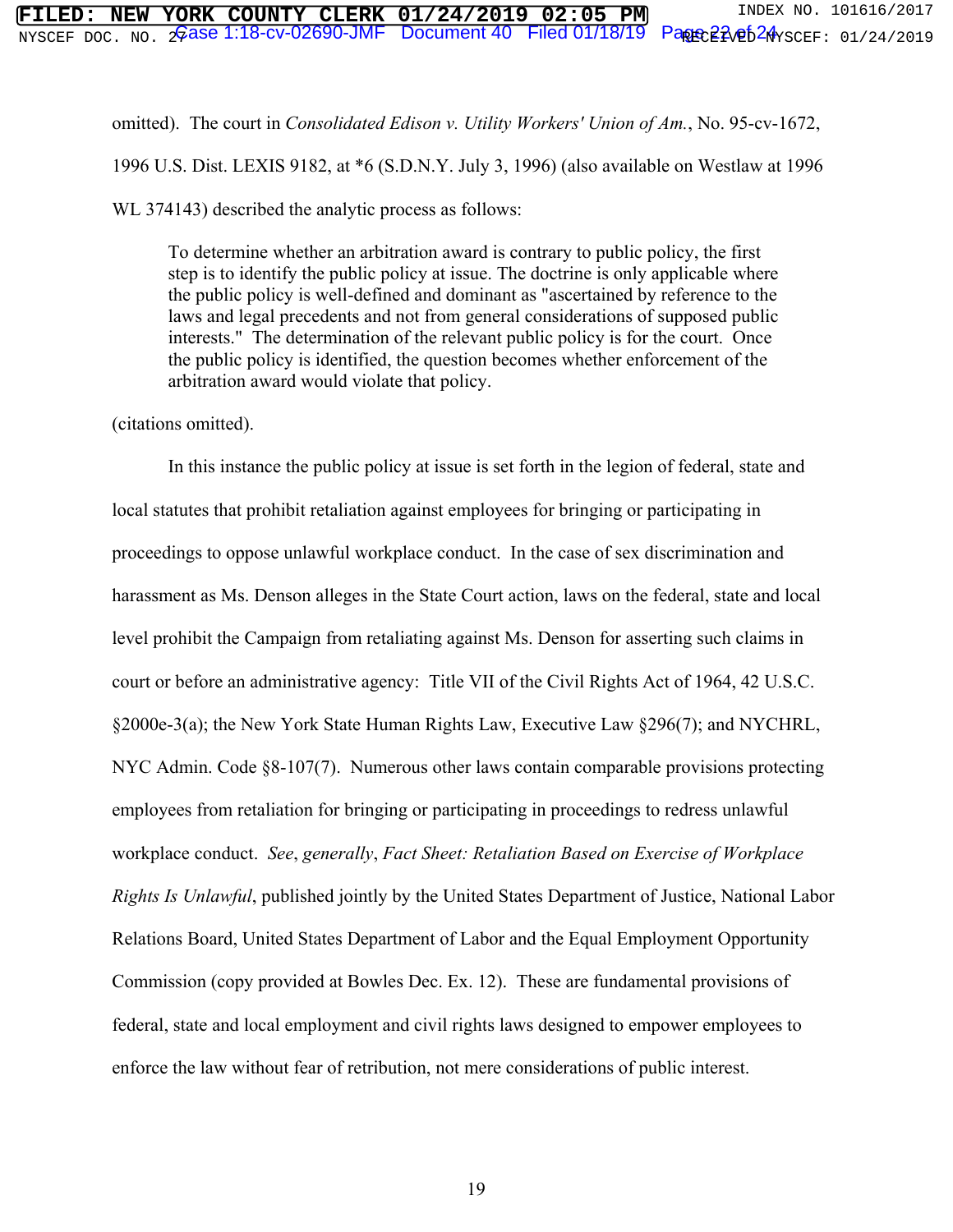omitted). The court in *Consolidated Edison v. Utility Workers' Union of Am.*, No. 95-cv-1672, 1996 U.S. Dist. LEXIS 9182, at *6 (S.D.N.Y. July 3, 1996) (also available on Westlaw at 1996 WL 374143) described the analytic process as follows:

> To determine whether an arbitration award is contrary to public policy, the first step is to identify the public policy at issue. The doctrine is only applicable where the public policy is well-defined and dominant as "ascertained by reference to the laws and legal precedents and not from general considerations of supposed public interests." The determination of the relevant public policy is for the court. Once the public policy is identified, the question becomes whether enforcement of the arbitration award would violate that policy.

(citations omitted).

In this instance the public policy at issue is set forth in the legion of federal, state and local statutes that prohibit retaliation against employees for bringing or participating in proceedings to oppose unlawful workplace conduct. In the case of sex discrimination and harassment as Ms. Denson alleges in the State Court action, laws on the federal, state and local level prohibit the Campaign from retaliating against Ms. Denson for asserting such claims in court or before an administrative agency: Title VII of the Civil Rights Act of 1964, 42 U.S.C. §2000e-3(a); the New York State Human Rights Law, Executive Law §296(7); and NYCHRL, NYC Admin. Code §8-107(7). Numerous other laws contain comparable provisions protecting employees from retaliation for bringing or participating in proceedings to redress unlawful workplace conduct. *See*, *generally*, *Fact Sheet: Retaliation Based on Exercise of Workplace Rights Is Unlawful*, published jointly by the United States Department of Justice, National Labor Relations Board, United States Department of Labor and the Equal Employment Opportunity Commission (copy provided at Bowles Dec. Ex. 12). These are fundamental provisions of federal, state and local employment and civil rights laws designed to empower employees to enforce the law without fear of retribution, not mere considerations of public interest.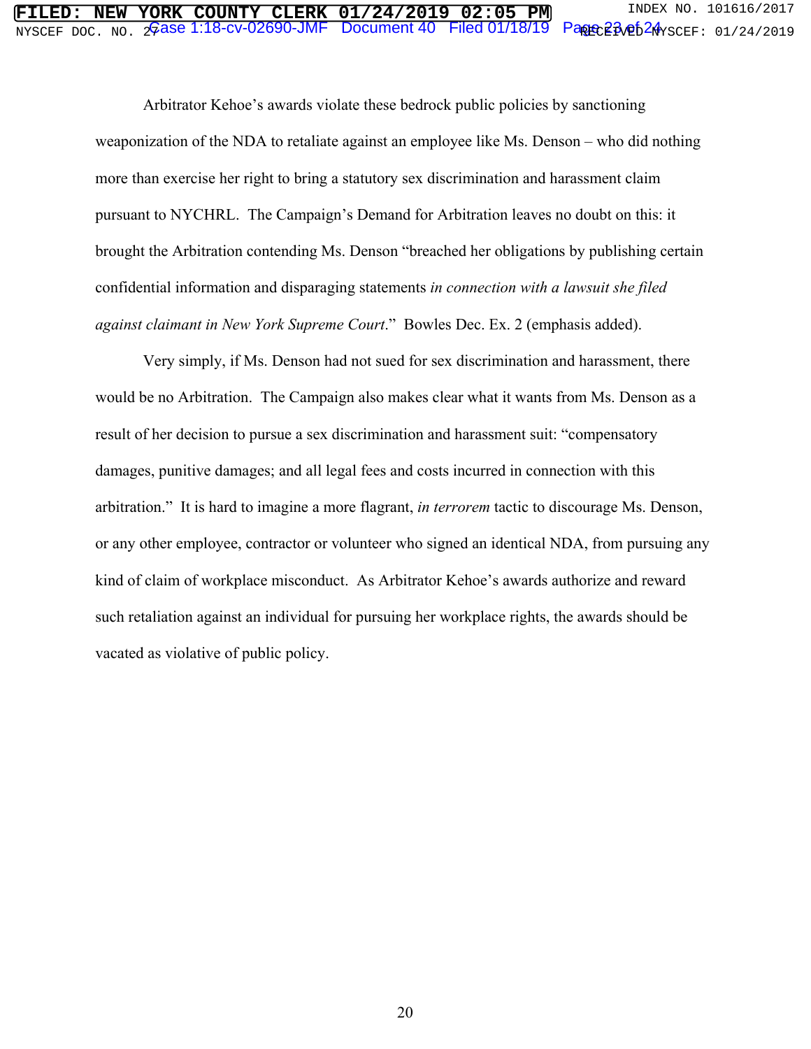Arbitrator Kehoe's awards violate these bedrock public policies by sanctioning weaponization of the NDA to retaliate against an employee like Ms. Denson – who did nothing more than exercise her right to bring a statutory sex discrimination and harassment claim pursuant to NYCHRL. The Campaign's Demand for Arbitration leaves no doubt on this: it brought the Arbitration contending Ms. Denson "breached her obligations by publishing certain confidential information and disparaging statements *in connection with a lawsuit she filed against claimant in New York Supreme Court*." Bowles Dec. Ex. 2 (emphasis added).

Very simply, if Ms. Denson had not sued for sex discrimination and harassment, there would be no Arbitration. The Campaign also makes clear what it wants from Ms. Denson as a result of her decision to pursue a sex discrimination and harassment suit: "compensatory damages, punitive damages; and all legal fees and costs incurred in connection with this arbitration." It is hard to imagine a more flagrant, *in terrorem* tactic to discourage Ms. Denson, or any other employee, contractor or volunteer who signed an identical NDA, from pursuing any kind of claim of workplace misconduct. As Arbitrator Kehoe's awards authorize and reward such retaliation against an individual for pursuing her workplace rights, the awards should be vacated as violative of public policy.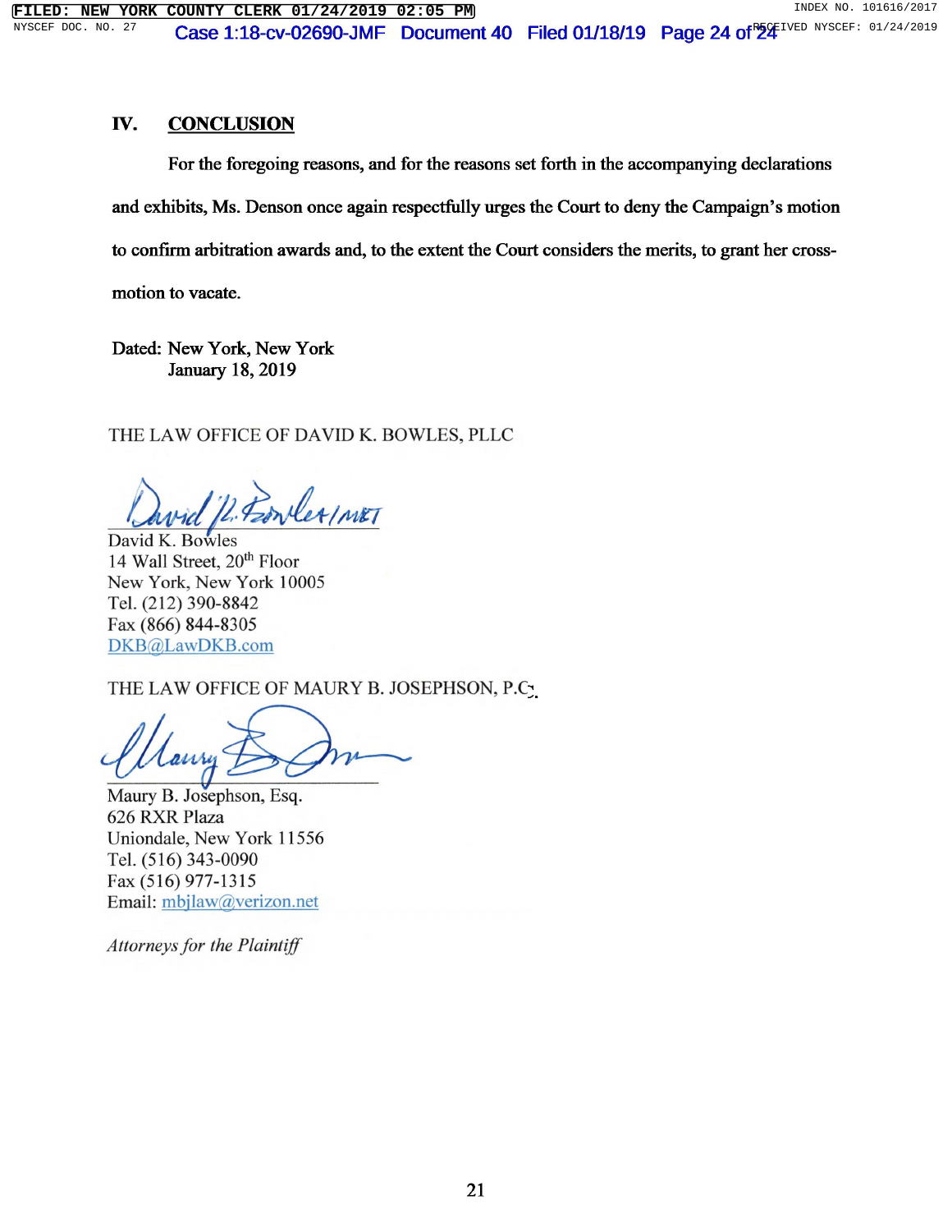## IV. CONCLUSION

For the foregoing reasons, and for the reasons set forth in the accompanying declarations and exhibits, Ms. Denson once again respectfully urges the Court to deny the Campaign's motion to confirm arbitration awards and, to the extent the Court considers the merits, to grant her cross-motion to vacate.

Dated: New York, New York
January 18, 2019

THE LAW OFFICE OF DAVID K. BOWLES, PLLC

David K. Bowles
14 Wall Street, 20th Floor
New York, New York 10005
Tel. (212) 390-8842
Fax (866) 844-8305
DKB@LawDKB.com

THE LAW OFFICE OF MAURY B. JOSEPHSON, P.C.

Maury B. Josephson, Esq.
626 RXR Plaza
Uniondale, New York 11556
Tel. (516) 343-0090
Fax (516) 977-1315
Email: mbjlaw@verizon.net

*Attorneys for the Plaintiff*